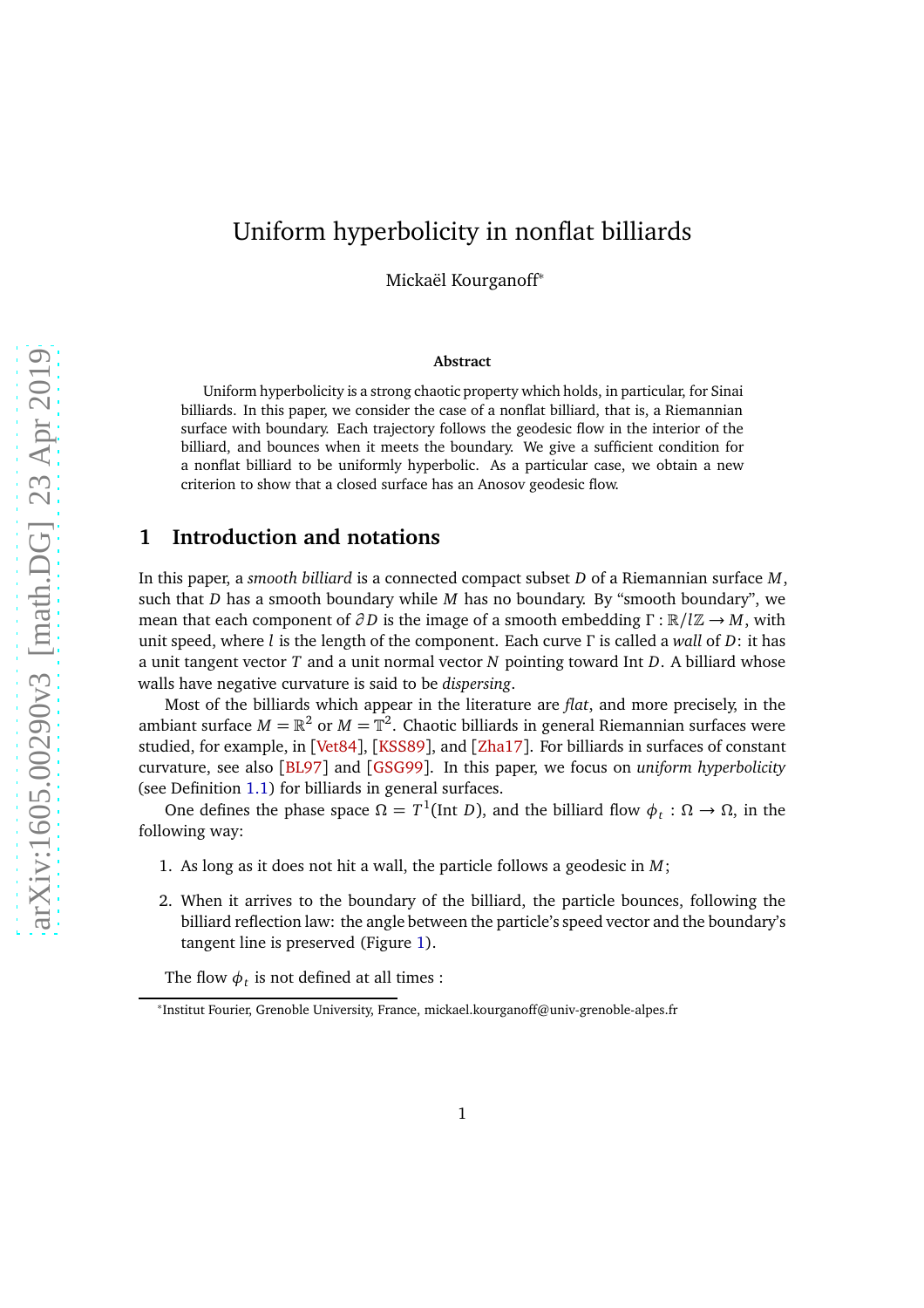# Uniform hyperbolicity in nonflat billiards

Mickaël Kourganoff*

**Abstract**

Uniform hyperbolicity is a strong chaotic property which holds, in particular, for Sinai billiards. In this paper, we consider the case of a nonflat billiard, that is, a Riemannian surface with boundary. Each trajectory follows the geodesic flow in the interior of the billiard, and bounces when it meets the boundary. We give a sufficient condition for a nonflat billiard to be uniformly hyperbolic. As a particular case, we obtain a new criterion to show that a closed surface has an Anosov geodesic flow.

## 1 Introduction and notations

In this paper, a *smooth billiard* is a connected compact subset $D$ of a Riemannian surface $M$, such that $D$ has a smooth boundary while $M$ has no boundary. By "smooth boundary", we mean that each component of $\partial D$ is the image of a smooth embedding $\Gamma : \mathbb{R}/l\mathbb{Z} \to M$, with unit speed, where $l$ is the length of the component. Each curve $\Gamma$ is called a *wall* of $D$: it has a unit tangent vector $T$ and a unit normal vector $N$ pointing toward Int $D$. A billiard whose walls have negative curvature is said to be *dispersing*.

Most of the billiards which appear in the literature are *flat*, and more precisely, in the ambiant surface $M = \mathbb{R}^2$ or $M = \mathbb{T}^2$. Chaotic billiards in general Riemannian surfaces were studied, for example, in [Vet84], [KSS89], and [Zha17]. For billiards in surfaces of constant curvature, see also [BL97] and [GSG99]. In this paper, we focus on *uniform hyperbolicity* (see Definition 1.1) for billiards in general surfaces.

One defines the phase space $\Omega = T^1(\text{Int } D)$, and the billiard flow $\phi_t : \Omega \to \Omega$, in the following way:

1. As long as it does not hit a wall, the particle follows a geodesic in $M$;
2. When it arrives to the boundary of the billiard, the particle bounces, following the billiard reflection law: the angle between the particle's speed vector and the boundary's tangent line is preserved (Figure 1).

The flow $\phi_t$ is not defined at all times :

*Institut Fourier, Grenoble University, France, mickael.kourganoff@univ-grenoble-alpes.fr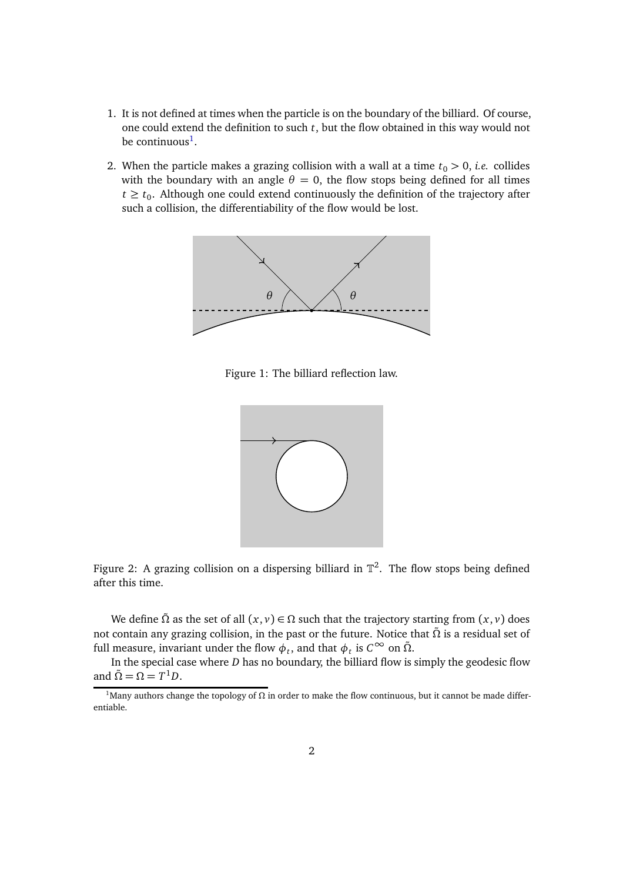1. It is not defined at times when the particle is on the boundary of the billiard. Of course, one could extend the definition to such $t$, but the flow obtained in this way would not be continuous[1].
2. When the particle makes a grazing collision with a wall at a time $t_0 > 0$, *i.e.* collides with the boundary with an angle $\theta = 0$, the flow stops being defined for all times $t \geq t_0$. Although one could extend continuously the definition of the trajectory after such a collision, the differentiability of the flow would be lost.

Figure 1: The billiard reflection law.

Figure 2: A grazing collision on a dispersing billiard in $\mathbb{T}^2$. The flow stops being defined after this time.

We define $\tilde{\Omega}$ as the set of all $(x, v) \in \Omega$ such that the trajectory starting from $(x, v)$ does not contain any grazing collision, in the past or the future. Notice that $\tilde{\Omega}$ is a residual set of full measure, invariant under the flow $\phi_t$, and that $\phi_t$ is $C^\infty$ on $\tilde{\Omega}$.

In the special case where $D$ has no boundary, the billiard flow is simply the geodesic flow and $\tilde{\Omega} = \Omega = T^1 D$.

[1] Many authors change the topology of $\Omega$ in order to make the flow continuous, but it cannot be made differentiable.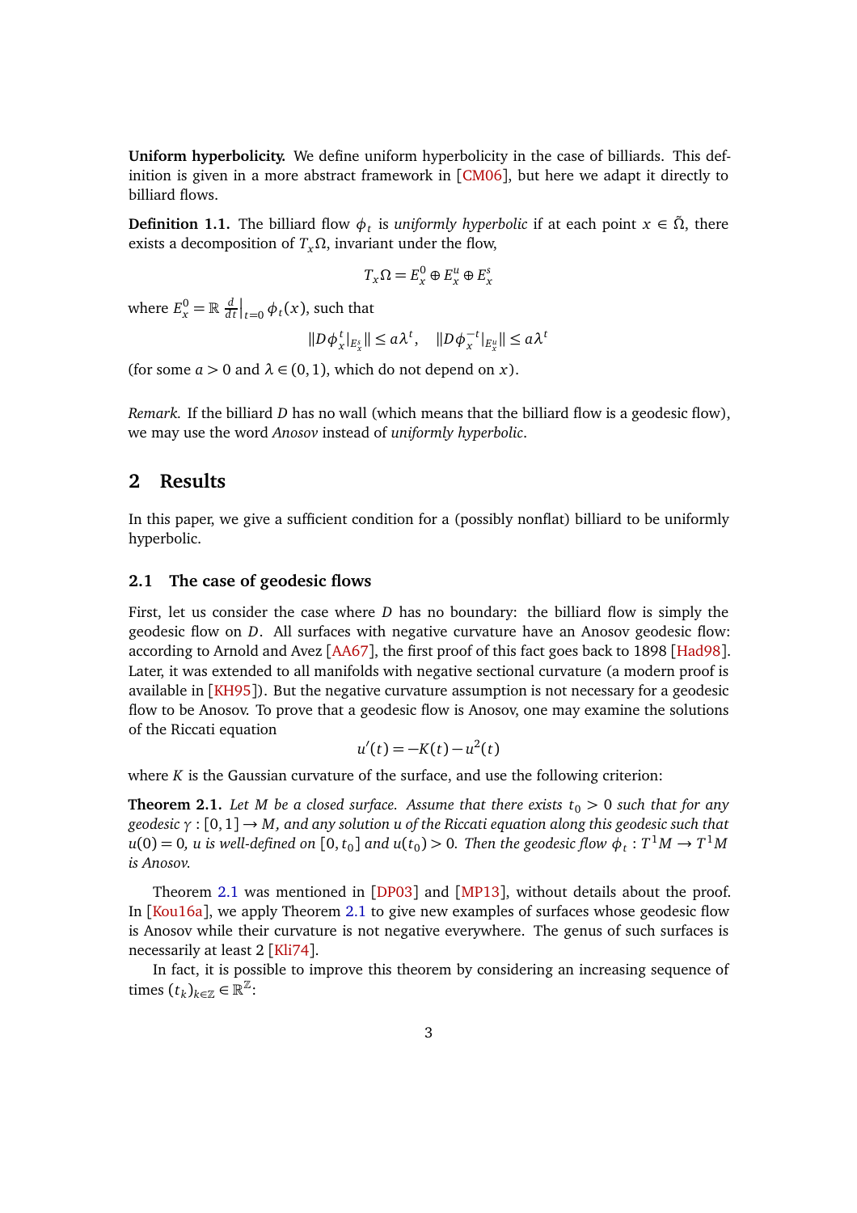**Uniform hyperbolicity.** We define uniform hyperbolicity in the case of billiards. This definition is given in a more abstract framework in [CM06], but here we adapt it directly to billiard flows.

**Definition 1.1.** The billiard flow $\phi_t$ is *uniformly hyperbolic* if at each point $x \in \tilde{\Omega}$, there exists a decomposition of $T_x\Omega$, invariant under the flow,

$$T_x\Omega = E_x^0 \oplus E_x^u \oplus E_x^s$$

where $E_x^0 = \mathbb{R}\, \frac{d}{dt}\Big|_{t=0} \phi_t(x)$, such that

$$\|D\phi_x^t|_{E_x^s}\| \leq a\lambda^t, \quad \|D\phi_x^{-t}|_{E_x^u}\| \leq a\lambda^t$$

(for some $a > 0$ and $\lambda \in (0,1)$, which do not depend on $x$).

*Remark.* If the billiard $D$ has no wall (which means that the billiard flow is a geodesic flow), we may use the word *Anosov* instead of *uniformly hyperbolic*.

## 2 Results

In this paper, we give a sufficient condition for a (possibly nonflat) billiard to be uniformly hyperbolic.

### 2.1 The case of geodesic flows

First, let us consider the case where $D$ has no boundary: the billiard flow is simply the geodesic flow on $D$. All surfaces with negative curvature have an Anosov geodesic flow: according to Arnold and Avez [AA67], the first proof of this fact goes back to 1898 [Had98]. Later, it was extended to all manifolds with negative sectional curvature (a modern proof is available in [KH95]). But the negative curvature assumption is not necessary for a geodesic flow to be Anosov. To prove that a geodesic flow is Anosov, one may examine the solutions of the Riccati equation

$$u'(t) = -K(t) - u^2(t)$$

where $K$ is the Gaussian curvature of the surface, and use the following criterion:

**Theorem 2.1.** *Let $M$ be a closed surface. Assume that there exists $t_0 > 0$ such that for any geodesic $\gamma : [0,1] \to M$, and any solution $u$ of the Riccati equation along this geodesic such that $u(0) = 0$, $u$ is well-defined on $[0, t_0]$ and $u(t_0) > 0$. Then the geodesic flow $\phi_t : T^1M \to T^1M$ is Anosov.*

Theorem 2.1 was mentioned in [DP03] and [MP13], without details about the proof. In [Kou16a], we apply Theorem 2.1 to give new examples of surfaces whose geodesic flow is Anosov while their curvature is not negative everywhere. The genus of such surfaces is necessarily at least 2 [Kli74].

In fact, it is possible to improve this theorem by considering an increasing sequence of times $(t_k)_{k\in\mathbb{Z}} \in \mathbb{R}^{\mathbb{Z}}$: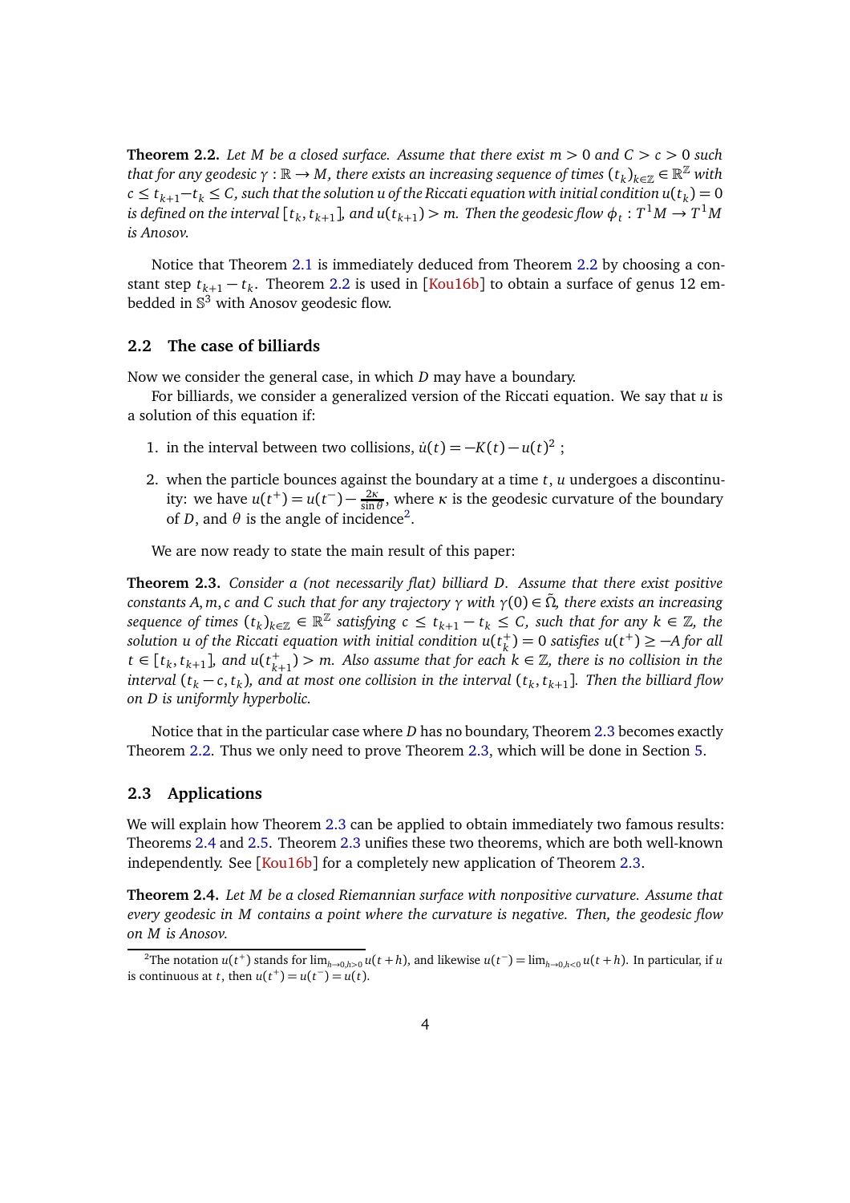**Theorem 2.2.** *Let $M$ be a closed surface. Assume that there exist $m > 0$ and $C > c > 0$ such that for any geodesic $\gamma : \mathbb{R} \to M$, there exists an increasing sequence of times $(t_k)_{k\in\mathbb{Z}} \in \mathbb{R}^{\mathbb{Z}}$ with $c \leq t_{k+1} - t_k \leq C$, such that the solution $u$ of the Riccati equation with initial condition $u(t_k) = 0$ is defined on the interval $[t_k, t_{k+1}]$, and $u(t_{k+1}) > m$. Then the geodesic flow $\phi_t : T^1M \to T^1M$ is Anosov.*

Notice that Theorem 2.1 is immediately deduced from Theorem 2.2 by choosing a constant step $t_{k+1} - t_k$. Theorem 2.2 is used in [Kou16b] to obtain a surface of genus 12 embedded in $\mathbb{S}^3$ with Anosov geodesic flow.

## 2.2 The case of billiards

Now we consider the general case, in which $D$ may have a boundary.

For billiards, we consider a generalized version of the Riccati equation. We say that $u$ is a solution of this equation if:

1. in the interval between two collisions, $\dot{u}(t) = -K(t) - u(t)^2$ ;
2. when the particle bounces against the boundary at a time $t$, $u$ undergoes a discontinuity: we have $u(t^+) = u(t^-) - \frac{2\kappa}{\sin\theta}$, where $\kappa$ is the geodesic curvature of the boundary of $D$, and $\theta$ is the angle of incidence[2].

We are now ready to state the main result of this paper:

**Theorem 2.3.** *Consider a (not necessarily flat) billiard $D$. Assume that there exist positive constants $A, m, c$ and $C$ such that for any trajectory $\gamma$ with $\gamma(0) \in \tilde{\Omega}$, there exists an increasing sequence of times $(t_k)_{k\in\mathbb{Z}} \in \mathbb{R}^{\mathbb{Z}}$ satisfying $c \leq t_{k+1} - t_k \leq C$, such that for any $k \in \mathbb{Z}$, the solution $u$ of the Riccati equation with initial condition $u(t_k^+) = 0$ satisfies $u(t^+) \geq -A$ for all $t \in [t_k, t_{k+1}]$, and $u(t_{k+1}^+) > m$. Also assume that for each $k \in \mathbb{Z}$, there is no collision in the interval $(t_k - c, t_k)$, and at most one collision in the interval $(t_k, t_{k+1}]$. Then the billiard flow on $D$ is uniformly hyperbolic.*

Notice that in the particular case where $D$ has no boundary, Theorem 2.3 becomes exactly Theorem 2.2. Thus we only need to prove Theorem 2.3, which will be done in Section 5.

## 2.3 Applications

We will explain how Theorem 2.3 can be applied to obtain immediately two famous results: Theorems 2.4 and 2.5. Theorem 2.3 unifies these two theorems, which are both well-known independently. See [Kou16b] for a completely new application of Theorem 2.3.

**Theorem 2.4.** *Let $M$ be a closed Riemannian surface with nonpositive curvature. Assume that every geodesic in $M$ contains a point where the curvature is negative. Then, the geodesic flow on $M$ is Anosov.*

---

[2] The notation $u(t^+)$ stands for $\lim_{h\to 0, h>0} u(t+h)$, and likewise $u(t^-) = \lim_{h\to 0, h<0} u(t+h)$. In particular, if $u$ is continuous at $t$, then $u(t^+) = u(t^-) = u(t)$.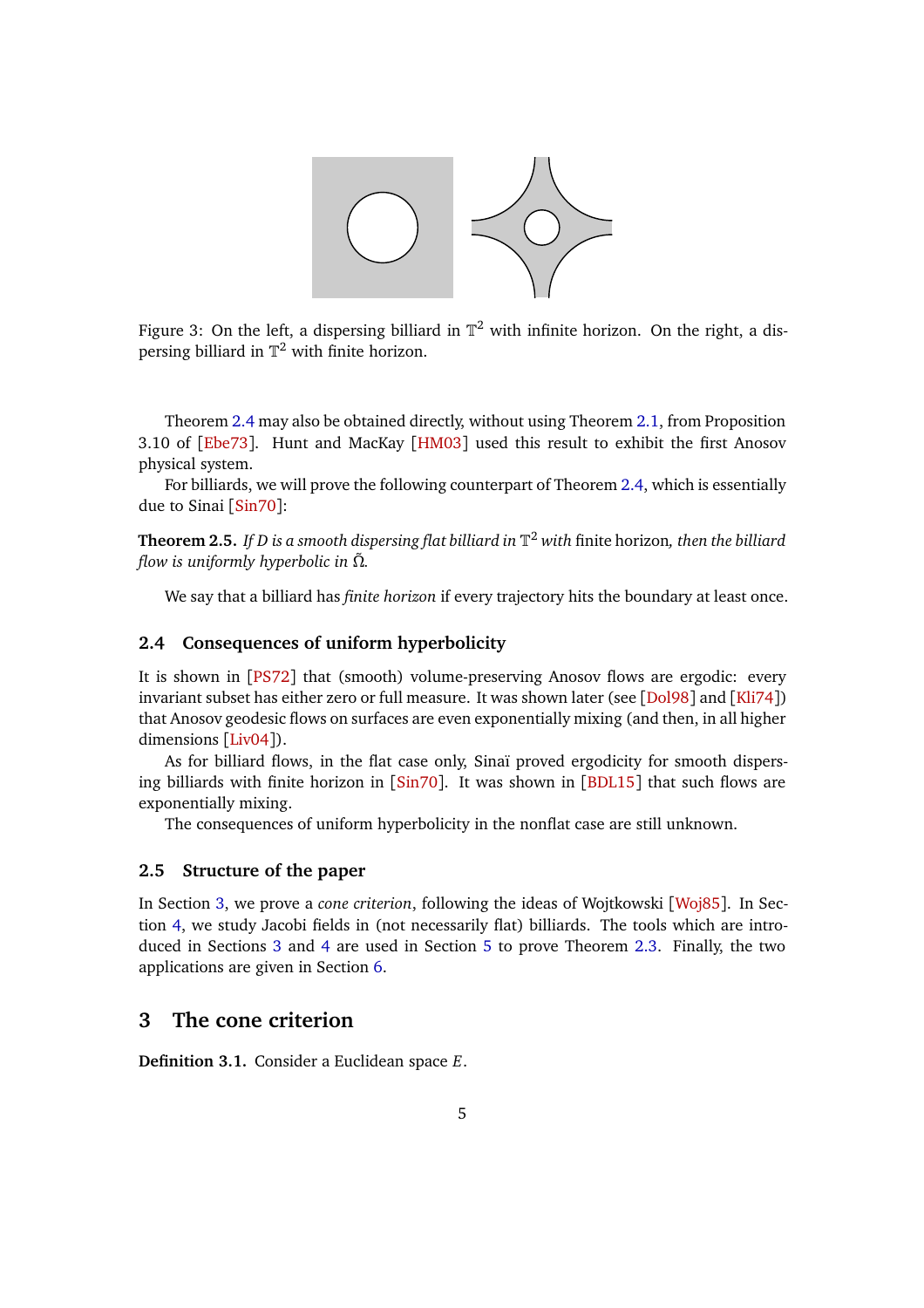Figure 3: On the left, a dispersing billiard in $\mathbb{T}^2$ with infinite horizon. On the right, a dispersing billiard in $\mathbb{T}^2$ with finite horizon.

Theorem 2.4 may also be obtained directly, without using Theorem 2.1, from Proposition 3.10 of [Ebe73]. Hunt and MacKay [HM03] used this result to exhibit the first Anosov physical system.

For billiards, we will prove the following counterpart of Theorem 2.4, which is essentially due to Sinai [Sin70]:

**Theorem 2.5.** *If $D$ is a smooth dispersing flat billiard in $\mathbb{T}^2$ with* finite horizon*, then the billiard flow is uniformly hyperbolic in $\tilde{\Omega}$.*

We say that a billiard has *finite horizon* if every trajectory hits the boundary at least once.

### 2.4 Consequences of uniform hyperbolicity

It is shown in [PS72] that (smooth) volume-preserving Anosov flows are ergodic: every invariant subset has either zero or full measure. It was shown later (see [Dol98] and [Kli74]) that Anosov geodesic flows on surfaces are even exponentially mixing (and then, in all higher dimensions [Liv04]).

As for billiard flows, in the flat case only, Sinaï proved ergodicity for smooth dispersing billiards with finite horizon in [Sin70]. It was shown in [BDL15] that such flows are exponentially mixing.

The consequences of uniform hyperbolicity in the nonflat case are still unknown.

### 2.5 Structure of the paper

In Section 3, we prove a *cone criterion*, following the ideas of Wojtkowski [Woj85]. In Section 4, we study Jacobi fields in (not necessarily flat) billiards. The tools which are introduced in Sections 3 and 4 are used in Section 5 to prove Theorem 2.3. Finally, the two applications are given in Section 6.

## 3 The cone criterion

**Definition 3.1.** Consider a Euclidean space $E$.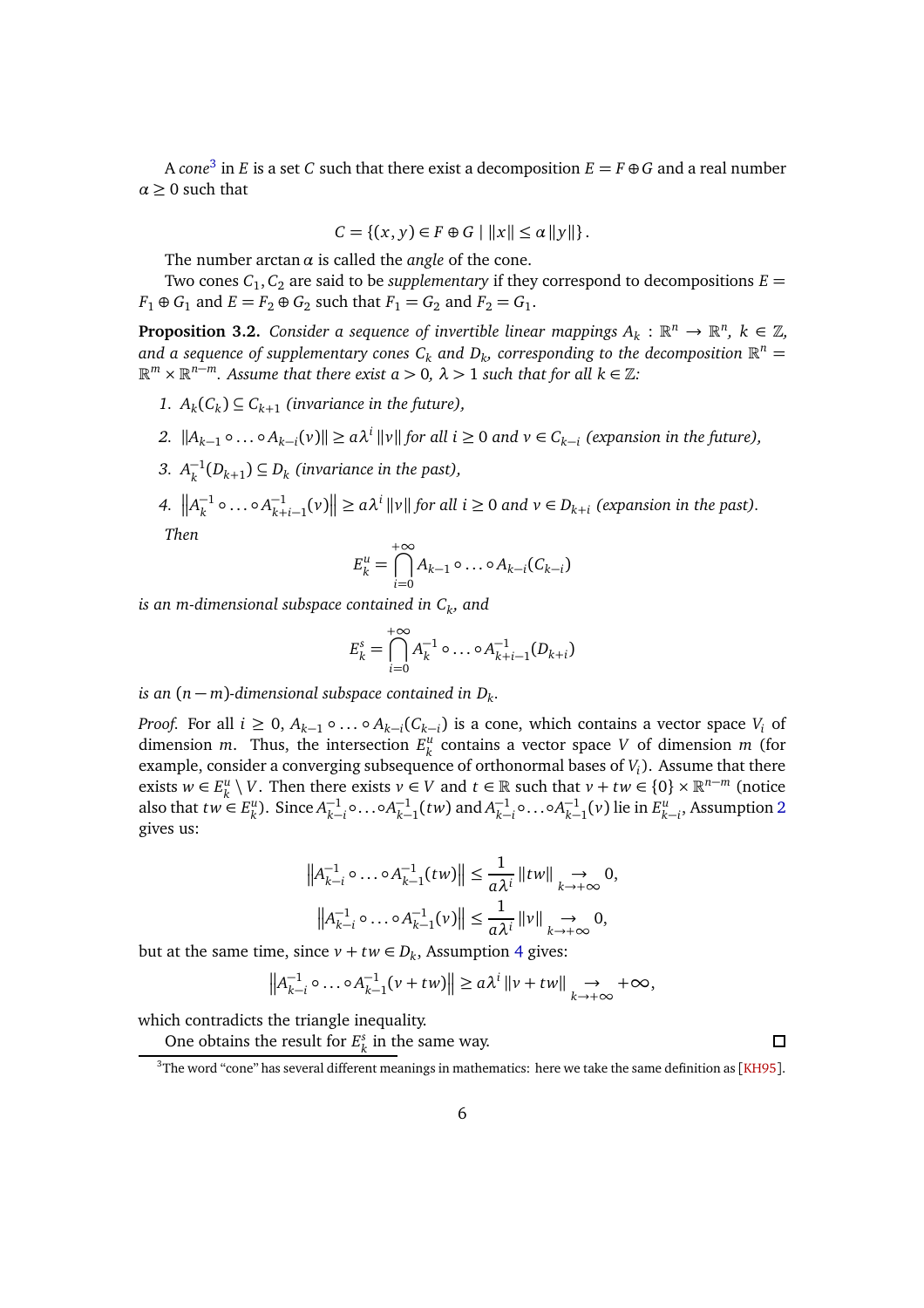A *cone*[3] in $E$ is a set $C$ such that there exist a decomposition $E = F \oplus G$ and a real number $\alpha \geq 0$ such that

$$C = \{(x, y) \in F \oplus G \mid \|x\| \leq \alpha \|y\|\}.$$

The number $\arctan \alpha$ is called the *angle* of the cone.

Two cones $C_1, C_2$ are said to be *supplementary* if they correspond to decompositions $E = F_1 \oplus G_1$ and $E = F_2 \oplus G_2$ such that $F_1 = G_2$ and $F_2 = G_1$.

**Proposition 3.2.** *Consider a sequence of invertible linear mappings $A_k : \mathbb{R}^n \to \mathbb{R}^n$, $k \in \mathbb{Z}$, and a sequence of supplementary cones $C_k$ and $D_k$, corresponding to the decomposition $\mathbb{R}^n = \mathbb{R}^m \times \mathbb{R}^{n-m}$. Assume that there exist $a > 0$, $\lambda > 1$ such that for all $k \in \mathbb{Z}$:*

1. *$A_k(C_k) \subseteq C_{k+1}$ (invariance in the future),*
2. *$\|A_{k-1} \circ \ldots \circ A_{k-i}(v)\| \geq a\lambda^i \|v\|$ for all $i \geq 0$ and $v \in C_{k-i}$ (expansion in the future),*
3. *$A_k^{-1}(D_{k+1}) \subseteq D_k$ (invariance in the past),*
4. *$\left\|A_k^{-1} \circ \ldots \circ A_{k+i-1}^{-1}(v)\right\| \geq a\lambda^i \|v\|$ for all $i \geq 0$ and $v \in D_{k+i}$ (expansion in the past).*

*Then*

$$E_k^u = \bigcap_{i=0}^{+\infty} A_{k-1} \circ \ldots \circ A_{k-i}(C_{k-i})$$

*is an $m$-dimensional subspace contained in $C_k$, and*

$$E_k^s = \bigcap_{i=0}^{+\infty} A_k^{-1} \circ \ldots \circ A_{k+i-1}^{-1}(D_{k+i})$$

*is an $(n-m)$-dimensional subspace contained in $D_k$.*

*Proof.* For all $i \geq 0$, $A_{k-1} \circ \ldots \circ A_{k-i}(C_{k-i})$ is a cone, which contains a vector space $V_i$ of dimension $m$. Thus, the intersection $E_k^u$ contains a vector space $V$ of dimension $m$ (for example, consider a converging subsequence of orthonormal bases of $V_i$). Assume that there exists $w \in E_k^u \setminus V$. Then there exists $v \in V$ and $t \in \mathbb{R}$ such that $v + tw \in \{0\} \times \mathbb{R}^{n-m}$ (notice also that $tw \in E_k^u$). Since $A_{k-i}^{-1} \circ \ldots \circ A_{k-1}^{-1}(tw)$ and $A_{k-i}^{-1} \circ \ldots \circ A_{k-1}^{-1}(v)$ lie in $E_{k-i}^u$, Assumption 2 gives us:

$$\left\|A_{k-i}^{-1} \circ \ldots \circ A_{k-1}^{-1}(tw)\right\| \leq \frac{1}{a\lambda^i} \|tw\| \underset{k \to +\infty}{\to} 0,$$

$$\left\|A_{k-i}^{-1} \circ \ldots \circ A_{k-1}^{-1}(v)\right\| \leq \frac{1}{a\lambda^i} \|v\| \underset{k \to +\infty}{\to} 0,$$

but at the same time, since $v + tw \in D_k$, Assumption 4 gives:

$$\left\|A_{k-i}^{-1} \circ \ldots \circ A_{k-1}^{-1}(v + tw)\right\| \geq a\lambda^i \|v + tw\| \underset{k \to +\infty}{\to} +\infty,$$

which contradicts the triangle inequality.

One obtains the result for $E_k^s$ in the same way. $\square$

[3] The word "cone" has several different meanings in mathematics: here we take the same definition as [KH95].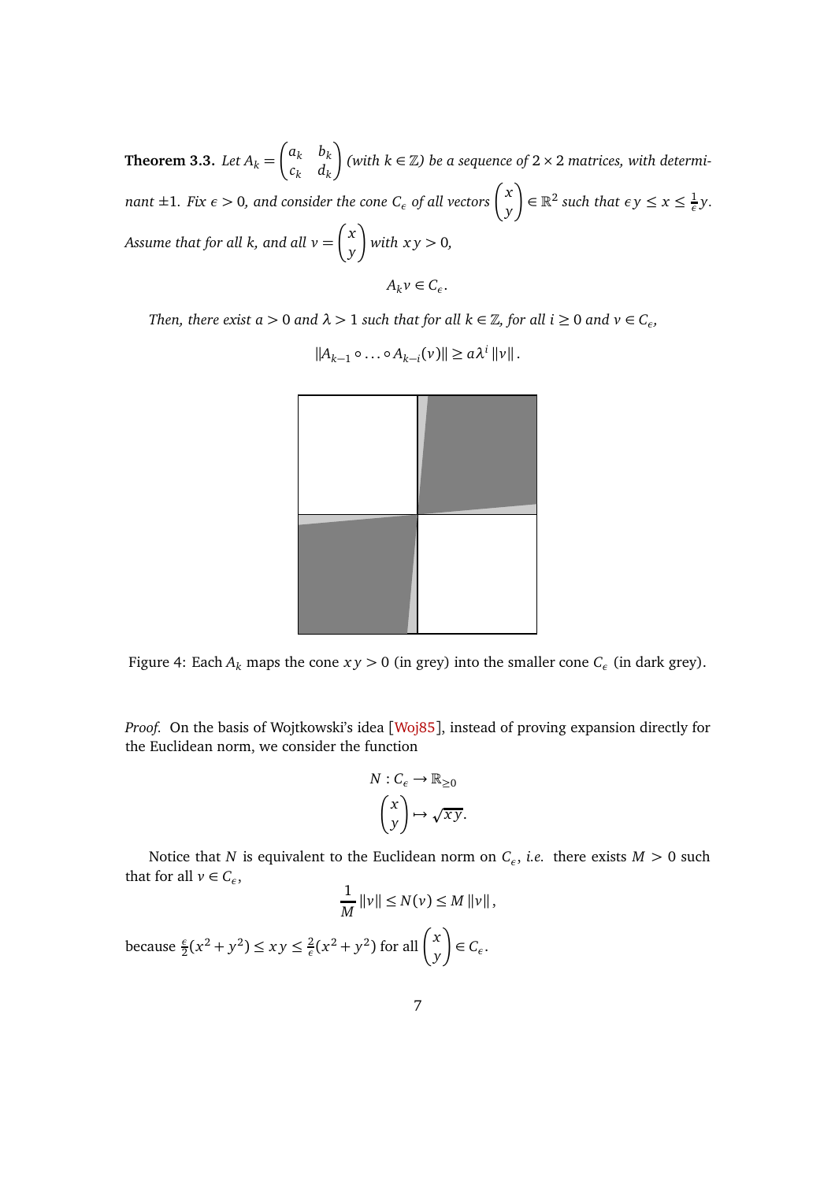**Theorem 3.3.** *Let $A_k = \begin{pmatrix} a_k & b_k \\ c_k & d_k \end{pmatrix}$ (with $k \in \mathbb{Z}$) be a sequence of $2 \times 2$ matrices, with determinant $\pm 1$. Fix $\epsilon > 0$, and consider the cone $C_\epsilon$ of all vectors $\begin{pmatrix} x \\ y \end{pmatrix} \in \mathbb{R}^2$ such that $\epsilon y \leq x \leq \frac{1}{\epsilon} y$. Assume that for all $k$, and all $v = \begin{pmatrix} x \\ y \end{pmatrix}$ with $xy > 0$,*

$$A_k v \in C_\epsilon.$$

*Then, there exist $a > 0$ and $\lambda > 1$ such that for all $k \in \mathbb{Z}$, for all $i \geq 0$ and $v \in C_\epsilon$,*

$$\|A_{k-1} \circ \ldots \circ A_{k-i}(v)\| \geq a \lambda^i \|v\|.$$

Figure 4: Each $A_k$ maps the cone $xy > 0$ (in grey) into the smaller cone $C_\epsilon$ (in dark grey).

*Proof.* On the basis of Wojtkowski's idea [Woj85], instead of proving expansion directly for the Euclidean norm, we consider the function

$$N : C_\epsilon \to \mathbb{R}_{\geq 0}$$
$$\begin{pmatrix} x \\ y \end{pmatrix} \mapsto \sqrt{xy}.$$

Notice that $N$ is equivalent to the Euclidean norm on $C_\epsilon$, *i.e.* there exists $M > 0$ such that for all $v \in C_\epsilon$,

$$\frac{1}{M} \|v\| \leq N(v) \leq M \|v\|,$$

because $\frac{\epsilon}{2}(x^2 + y^2) \leq xy \leq \frac{2}{\epsilon}(x^2 + y^2)$ for all $\begin{pmatrix} x \\ y \end{pmatrix} \in C_\epsilon$.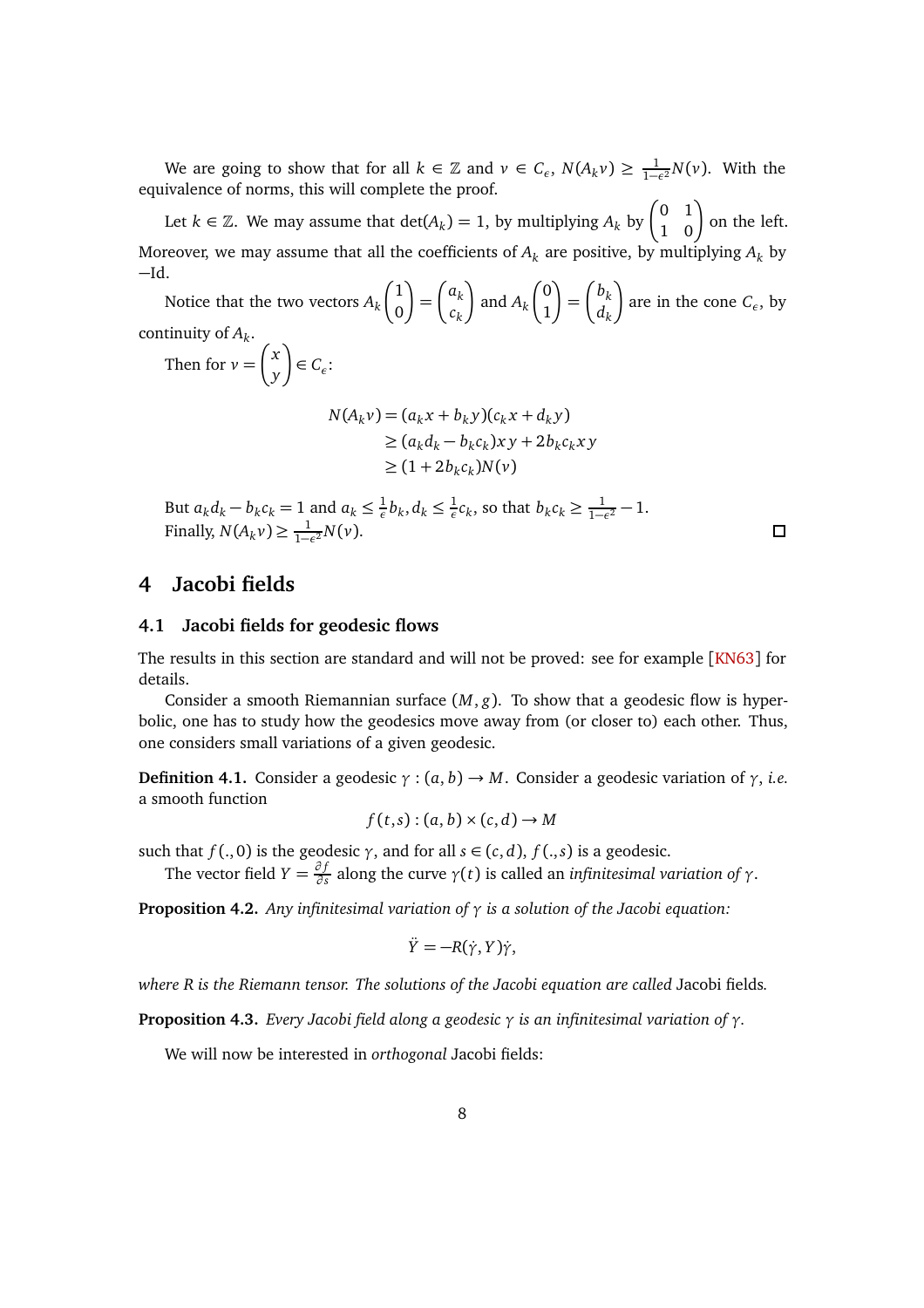We are going to show that for all $k \in \mathbb{Z}$ and $v \in C_\epsilon$, $N(A_k v) \geq \frac{1}{1-\epsilon^2} N(v)$. With the equivalence of norms, this will complete the proof.

Let $k \in \mathbb{Z}$. We may assume that $\det(A_k) = 1$, by multiplying $A_k$ by $\begin{pmatrix} 0 & 1 \\ 1 & 0 \end{pmatrix}$ on the left. Moreover, we may assume that all the coefficients of $A_k$ are positive, by multiplying $A_k$ by $-\mathrm{Id}$.

Notice that the two vectors $A_k \begin{pmatrix} 1 \\ 0 \end{pmatrix} = \begin{pmatrix} a_k \\ c_k \end{pmatrix}$ and $A_k \begin{pmatrix} 0 \\ 1 \end{pmatrix} = \begin{pmatrix} b_k \\ d_k \end{pmatrix}$ are in the cone $C_\epsilon$, by continuity of $A_k$.

Then for $v = \begin{pmatrix} x \\ y \end{pmatrix} \in C_\epsilon$:

$$
\begin{aligned}
N(A_k v) &= (a_k x + b_k y)(c_k x + d_k y) \\
&\geq (a_k d_k - b_k c_k) x y + 2 b_k c_k x y \\
&\geq (1 + 2 b_k c_k) N(v)
\end{aligned}
$$

But $a_k d_k - b_k c_k = 1$ and $a_k \leq \frac{1}{\epsilon} b_k, d_k \leq \frac{1}{\epsilon} c_k$, so that $b_k c_k \geq \frac{1}{1-\epsilon^2} - 1$.
Finally, $N(A_k v) \geq \frac{1}{1-\epsilon^2} N(v)$. □

# 4 Jacobi fields

## 4.1 Jacobi fields for geodesic flows

The results in this section are standard and will not be proved: see for example [KN63] for details.

Consider a smooth Riemannian surface $(M, g)$. To show that a geodesic flow is hyperbolic, one has to study how the geodesics move away from (or closer to) each other. Thus, one considers small variations of a given geodesic.

**Definition 4.1.** Consider a geodesic $\gamma : (a, b) \to M$. Consider a geodesic variation of $\gamma$, *i.e.* a smooth function

$$
f(t, s) : (a, b) \times (c, d) \to M
$$

such that $f(., 0)$ is the geodesic $\gamma$, and for all $s \in (c, d)$, $f(., s)$ is a geodesic.

The vector field $Y = \frac{\partial f}{\partial s}$ along the curve $\gamma(t)$ is called an *infinitesimal variation of* $\gamma$.

**Proposition 4.2.** *Any infinitesimal variation of $\gamma$ is a solution of the Jacobi equation:*

$$
\ddot{Y} = -R(\dot{\gamma}, Y)\dot{\gamma},
$$

*where $R$ is the Riemann tensor. The solutions of the Jacobi equation are called* Jacobi fields*.*

**Proposition 4.3.** *Every Jacobi field along a geodesic $\gamma$ is an infinitesimal variation of $\gamma$.*

We will now be interested in *orthogonal* Jacobi fields: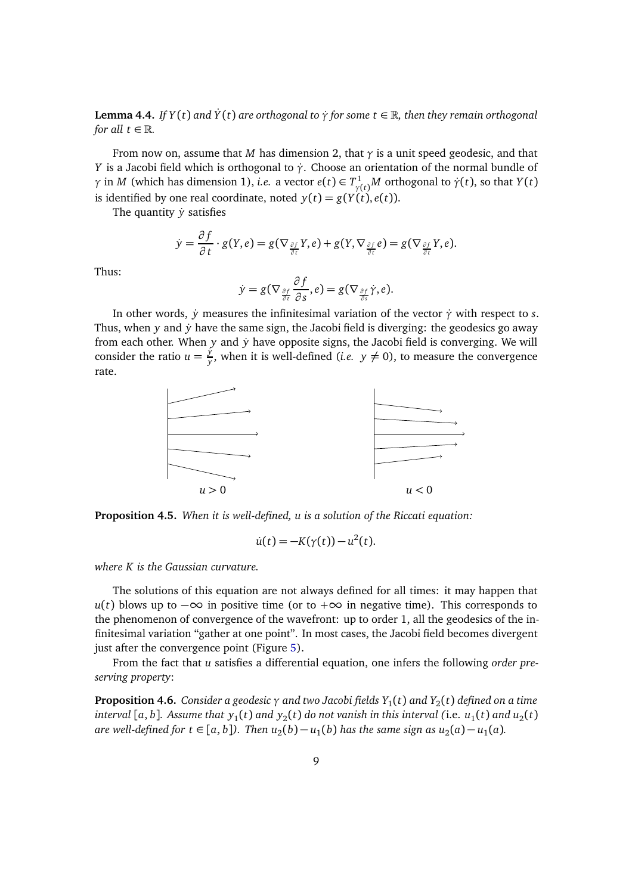**Lemma 4.4.** *If $Y(t)$ and $\dot{Y}(t)$ are orthogonal to $\dot{\gamma}$ for some $t \in \mathbb{R}$, then they remain orthogonal for all $t \in \mathbb{R}$.*

From now on, assume that $M$ has dimension 2, that $\gamma$ is a unit speed geodesic, and that $Y$ is a Jacobi field which is orthogonal to $\dot{\gamma}$. Choose an orientation of the normal bundle of $\gamma$ in $M$ (which has dimension 1), *i.e.* a vector $e(t) \in T^1_{\gamma(t)}M$ orthogonal to $\dot{\gamma}(t)$, so that $Y(t)$ is identified by one real coordinate, noted $y(t) = g(Y(t), e(t))$.

The quantity $\dot{y}$ satisfies

$$\dot{y} = \frac{\partial f}{\partial t} \cdot g(Y, e) = g(\nabla_{\frac{\partial f}{\partial t}} Y, e) + g(Y, \nabla_{\frac{\partial f}{\partial t}} e) = g(\nabla_{\frac{\partial f}{\partial t}} Y, e).$$

Thus:

$$\dot{y} = g(\nabla_{\frac{\partial f}{\partial t}} \frac{\partial f}{\partial s}, e) = g(\nabla_{\frac{\partial f}{\partial s}} \dot{\gamma}, e).$$

In other words, $\dot{y}$ measures the infinitesimal variation of the vector $\dot{\gamma}$ with respect to $s$. Thus, when $y$ and $\dot{y}$ have the same sign, the Jacobi field is diverging: the geodesics go away from each other. When $y$ and $\dot{y}$ have opposite signs, the Jacobi field is converging. We will consider the ratio $u = \frac{\dot{y}}{y}$, when it is well-defined (*i.e.* $y \neq 0$), to measure the convergence rate.

$u > 0$ $\qquad\qquad\qquad\qquad$ $u < 0$

**Proposition 4.5.** *When it is well-defined, $u$ is a solution of the Riccati equation:*

$$\dot{u}(t) = -K(\gamma(t)) - u^2(t).$$

*where $K$ is the Gaussian curvature.*

The solutions of this equation are not always defined for all times: it may happen that $u(t)$ blows up to $-\infty$ in positive time (or to $+\infty$ in negative time). This corresponds to the phenomenon of convergence of the wavefront: up to order 1, all the geodesics of the infinitesimal variation "gather at one point". In most cases, the Jacobi field becomes divergent just after the convergence point (Figure 5).

From the fact that $u$ satisfies a differential equation, one infers the following *order preserving property*:

**Proposition 4.6.** *Consider a geodesic $\gamma$ and two Jacobi fields $Y_1(t)$ and $Y_2(t)$ defined on a time interval $[a, b]$. Assume that $y_1(t)$ and $y_2(t)$ do not vanish in this interval (*i.e.* $u_1(t)$ and $u_2(t)$ are well-defined for $t \in [a, b]$). Then $u_2(b) - u_1(b)$ has the same sign as $u_2(a) - u_1(a)$.*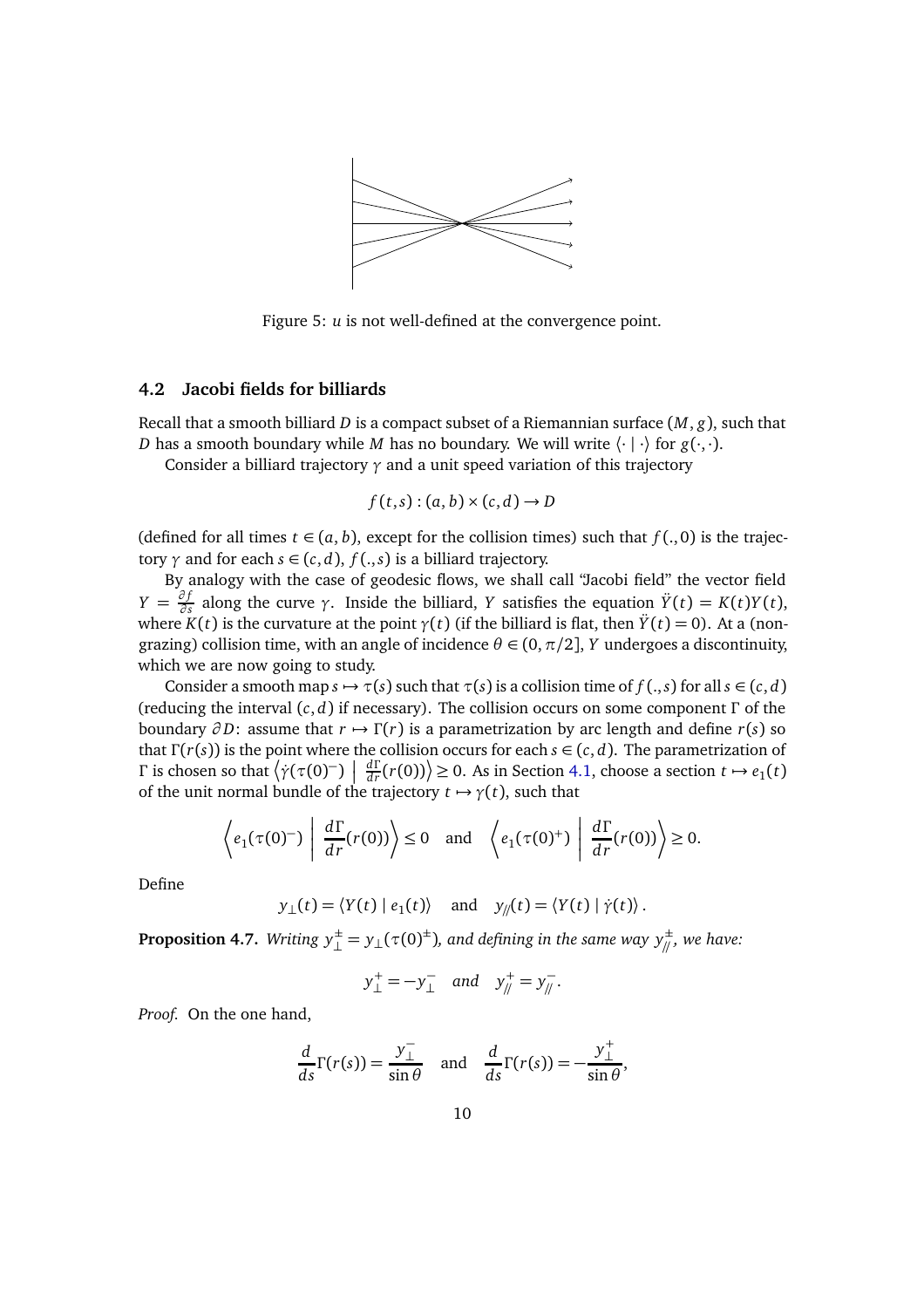Figure 5: $u$ is not well-defined at the convergence point.

### 4.2 Jacobi fields for billiards

Recall that a smooth billiard $D$ is a compact subset of a Riemannian surface $(M,g)$, such that $D$ has a smooth boundary while $M$ has no boundary. We will write $\langle \cdot \mid \cdot \rangle$ for $g(\cdot,\cdot)$.

Consider a billiard trajectory $\gamma$ and a unit speed variation of this trajectory

$$f(t,s) : (a,b) \times (c,d) \to D$$

(defined for all times $t \in (a,b)$, except for the collision times) such that $f(.,0)$ is the trajectory $\gamma$ and for each $s \in (c,d)$, $f(.,s)$ is a billiard trajectory.

By analogy with the case of geodesic flows, we shall call "Jacobi field" the vector field $Y = \frac{\partial f}{\partial s}$ along the curve $\gamma$. Inside the billiard, $Y$ satisfies the equation $\ddot{Y}(t) = K(t)Y(t)$, where $K(t)$ is the curvature at the point $\gamma(t)$ (if the billiard is flat, then $\ddot{Y}(t) = 0$). At a (non-grazing) collision time, with an angle of incidence $\theta \in (0, \pi/2]$, $Y$ undergoes a discontinuity, which we are now going to study.

Consider a smooth map $s \mapsto \tau(s)$ such that $\tau(s)$ is a collision time of $f(.,s)$ for all $s \in (c,d)$ (reducing the interval $(c,d)$ if necessary). The collision occurs on some component $\Gamma$ of the boundary $\partial D$: assume that $r \mapsto \Gamma(r)$ is a parametrization by arc length and define $r(s)$ so that $\Gamma(r(s))$ is the point where the collision occurs for each $s \in (c,d)$. The parametrization of $\Gamma$ is chosen so that $\left\langle \dot{\gamma}(\tau(0)^-) \;\middle|\; \frac{d\Gamma}{dr}(r(0)) \right\rangle \geq 0$. As in Section 4.1, choose a section $t \mapsto e_1(t)$ of the unit normal bundle of the trajectory $t \mapsto \gamma(t)$, such that

$$\left\langle e_1(\tau(0)^-) \;\middle|\; \frac{d\Gamma}{dr}(r(0)) \right\rangle \leq 0 \quad \text{and} \quad \left\langle e_1(\tau(0)^+) \;\middle|\; \frac{d\Gamma}{dr}(r(0)) \right\rangle \geq 0.$$

Define

$$y_\perp(t) = \langle Y(t) \mid e_1(t) \rangle \quad \text{and} \quad y_{/\!/}(t) = \langle Y(t) \mid \dot{\gamma}(t) \rangle .$$

**Proposition 4.7.** *Writing $y_\perp^\pm = y_\perp(\tau(0)^\pm)$, and defining in the same way $y_{/\!/}^\pm$, we have:*

$$y_\perp^+ = -y_\perp^- \quad \textit{and} \quad y_{/\!/}^+ = y_{/\!/}^- .$$

*Proof.* On the one hand,

$$\frac{d}{ds}\Gamma(r(s)) = \frac{y_\perp^-}{\sin\theta} \quad \text{and} \quad \frac{d}{ds}\Gamma(r(s)) = -\frac{y_\perp^+}{\sin\theta},$$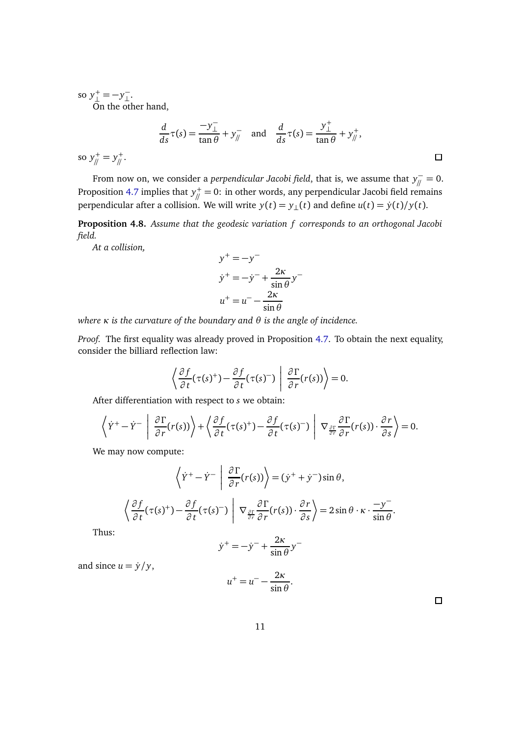so $y_\perp^+ = -y_\perp^-$.

On the other hand,

$$\frac{d}{ds}\tau(s) = \frac{-y_\perp^-}{\tan\theta} + y_{/\!/}^- \quad \text{and} \quad \frac{d}{ds}\tau(s) = \frac{y_\perp^+}{\tan\theta} + y_{/\!/}^+,$$

so $y_{/\!/}^+ = y_{/\!/}^+$. □

From now on, we consider a *perpendicular Jacobi field*, that is, we assume that $y_{/\!/}^- = 0$. Proposition 4.7 implies that $y_{/\!/}^+ = 0$: in other words, any perpendicular Jacobi field remains perpendicular after a collision. We will write $y(t) = y_\perp(t)$ and define $u(t) = \dot{y}(t)/y(t)$.

**Proposition 4.8.** *Assume that the geodesic variation $f$ corresponds to an orthogonal Jacobi field.*

*At a collision,*

$$y^+ = -y^-$$
$$\dot{y}^+ = -\dot{y}^- + \frac{2\kappa}{\sin\theta} y^-$$
$$u^+ = u^- - \frac{2\kappa}{\sin\theta}$$

*where $\kappa$ is the curvature of the boundary and $\theta$ is the angle of incidence.*

*Proof.* The first equality was already proved in Proposition 4.7. To obtain the next equality, consider the billiard reflection law:

$$\left\langle \frac{\partial f}{\partial t}(\tau(s)^+) - \frac{\partial f}{\partial t}(\tau(s)^-) \;\middle|\; \frac{\partial \Gamma}{\partial r}(r(s)) \right\rangle = 0.$$

After differentiation with respect to $s$ we obtain:

$$\left\langle \dot{Y}^+ - \dot{Y}^- \;\middle|\; \frac{\partial \Gamma}{\partial r}(r(s)) \right\rangle + \left\langle \frac{\partial f}{\partial t}(\tau(s)^+) - \frac{\partial f}{\partial t}(\tau(s)^-) \;\middle|\; \nabla_{\frac{\partial \Gamma}{\partial r}} \frac{\partial \Gamma}{\partial r}(r(s)) \cdot \frac{\partial r}{\partial s} \right\rangle = 0.$$

We may now compute:

$$\left\langle \dot{Y}^+ - \dot{Y}^- \;\middle|\; \frac{\partial \Gamma}{\partial r}(r(s)) \right\rangle = (\dot{y}^+ + \dot{y}^-)\sin\theta,$$

$$\left\langle \frac{\partial f}{\partial t}(\tau(s)^+) - \frac{\partial f}{\partial t}(\tau(s)^-) \;\middle|\; \nabla_{\frac{\partial \Gamma}{\partial r}} \frac{\partial \Gamma}{\partial r}(r(s)) \cdot \frac{\partial r}{\partial s} \right\rangle = 2\sin\theta \cdot \kappa \cdot \frac{-y^-}{\sin\theta}.$$

Thus:

$$\dot{y}^+ = -\dot{y}^- + \frac{2\kappa}{\sin\theta} y^-$$

and since $u = \dot{y}/y$,

$$u^+ = u^- - \frac{2\kappa}{\sin\theta}.$$

□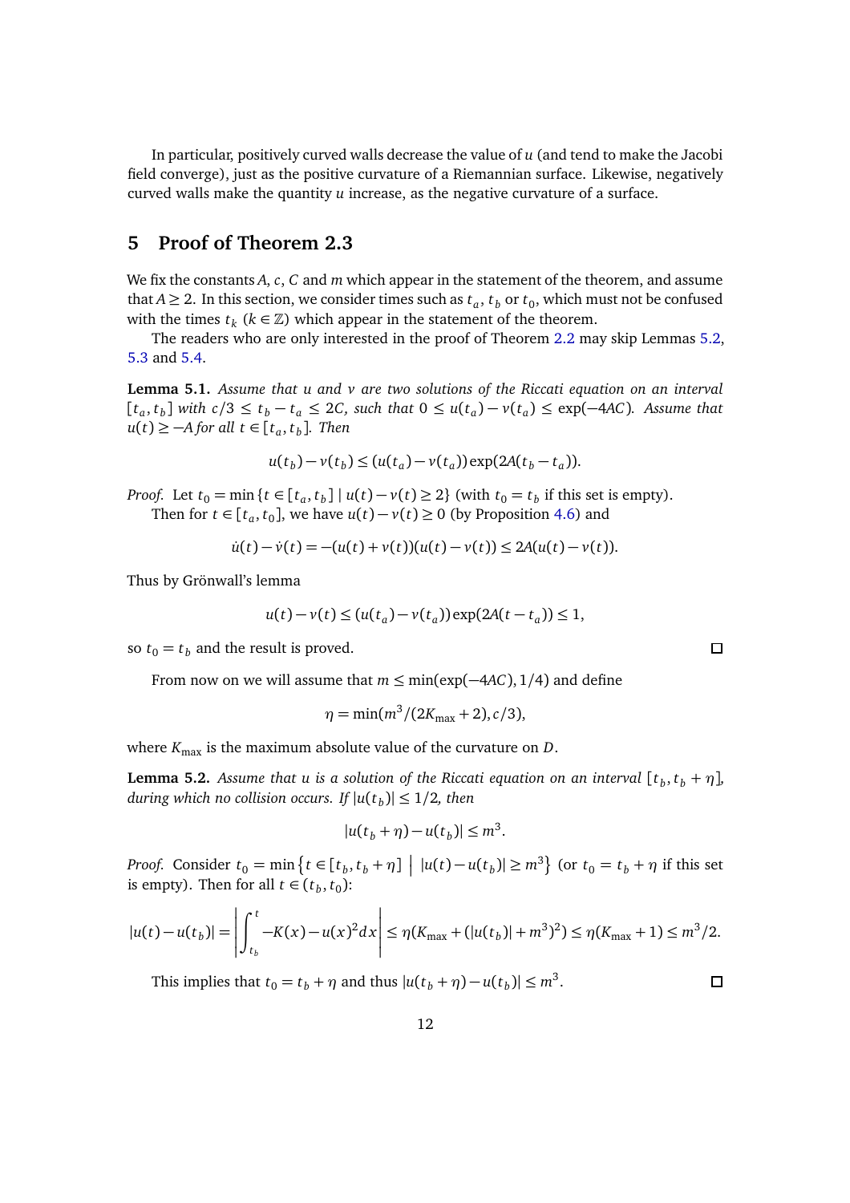In particular, positively curved walls decrease the value of $u$ (and tend to make the Jacobi field converge), just as the positive curvature of a Riemannian surface. Likewise, negatively curved walls make the quantity $u$ increase, as the negative curvature of a surface.

## 5 Proof of Theorem 2.3

We fix the constants $A$, $c$, $C$ and $m$ which appear in the statement of the theorem, and assume that $A \geq 2$. In this section, we consider times such as $t_a$, $t_b$ or $t_0$, which must not be confused with the times $t_k$ ($k \in \mathbb{Z}$) which appear in the statement of the theorem.

The readers who are only interested in the proof of Theorem 2.2 may skip Lemmas 5.2, 5.3 and 5.4.

**Lemma 5.1.** *Assume that $u$ and $v$ are two solutions of the Riccati equation on an interval $[t_a, t_b]$ with $c/3 \leq t_b - t_a \leq 2C$, such that $0 \leq u(t_a) - v(t_a) \leq \exp(-4AC)$. Assume that $u(t) \geq -A$ for all $t \in [t_a, t_b]$. Then*

$$u(t_b) - v(t_b) \leq (u(t_a) - v(t_a)) \exp(2A(t_b - t_a)).$$

*Proof.* Let $t_0 = \min\{t \in [t_a, t_b] \mid u(t) - v(t) \geq 2\}$ (with $t_0 = t_b$ if this set is empty).

Then for $t \in [t_a, t_0]$, we have $u(t) - v(t) \geq 0$ (by Proposition 4.6) and

$$\dot{u}(t) - \dot{v}(t) = -(u(t) + v(t))(u(t) - v(t)) \leq 2A(u(t) - v(t)).$$

Thus by Grönwall's lemma

$$u(t) - v(t) \leq (u(t_a) - v(t_a)) \exp(2A(t - t_a)) \leq 1,$$

so $t_0 = t_b$ and the result is proved. □

From now on we will assume that $m \leq \min(\exp(-4AC), 1/4)$ and define

$$\eta = \min(m^3/(2K_{\max} + 2), c/3),$$

where $K_{\max}$ is the maximum absolute value of the curvature on $D$.

**Lemma 5.2.** *Assume that $u$ is a solution of the Riccati equation on an interval $[t_b, t_b + \eta]$, during which no collision occurs. If $|u(t_b)| \leq 1/2$, then*

$$|u(t_b + \eta) - u(t_b)| \leq m^3.$$

*Proof.* Consider $t_0 = \min\left\{t \in [t_b, t_b + \eta] \;\middle|\; |u(t) - u(t_b)| \geq m^3\right\}$ (or $t_0 = t_b + \eta$ if this set is empty). Then for all $t \in (t_b, t_0)$:

$$|u(t) - u(t_b)| = \left| \int_{t_b}^{t} -K(x) - u(x)^2 dx \right| \leq \eta(K_{\max} + (|u(t_b)| + m^3)^2) \leq \eta(K_{\max} + 1) \leq m^3/2.$$

This implies that $t_0 = t_b + \eta$ and thus $|u(t_b + \eta) - u(t_b)| \leq m^3$. □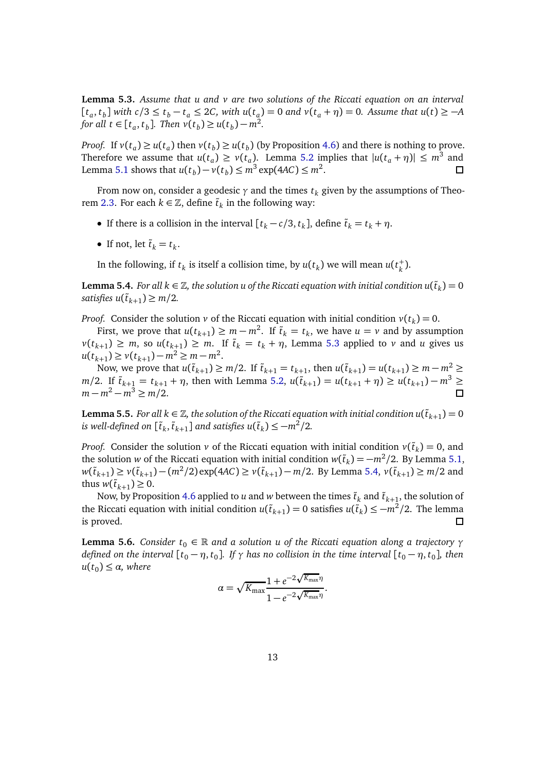**Lemma 5.3.** *Assume that $u$ and $v$ are two solutions of the Riccati equation on an interval $[t_a, t_b]$ with $c/3 \le t_b - t_a \le 2C$, with $u(t_a) = 0$ and $v(t_a + \eta) = 0$. Assume that $u(t) \ge -A$ for all $t \in [t_a, t_b]$. Then $v(t_b) \ge u(t_b) - m^2$.*

*Proof.* If $v(t_a) \ge u(t_a)$ then $v(t_b) \ge u(t_b)$ (by Proposition 4.6) and there is nothing to prove. Therefore we assume that $u(t_a) \ge v(t_a)$. Lemma 5.2 implies that $|u(t_a + \eta)| \le m^3$ and Lemma 5.1 shows that $u(t_b) - v(t_b) \le m^3 \exp(4AC) \le m^2$. □

From now on, consider a geodesic $\gamma$ and the times $t_k$ given by the assumptions of Theorem 2.3. For each $k \in \mathbb{Z}$, define $\tilde{t}_k$ in the following way:

- If there is a collision in the interval $[t_k - c/3, t_k]$, define $\tilde{t}_k = t_k + \eta$.
- If not, let $\tilde{t}_k = t_k$.

In the following, if $t_k$ is itself a collision time, by $u(t_k)$ we will mean $u(t_k^+)$.

**Lemma 5.4.** *For all $k \in \mathbb{Z}$, the solution $u$ of the Riccati equation with initial condition $u(\tilde{t}_k) = 0$ satisfies $u(\tilde{t}_{k+1}) \ge m/2$.*

*Proof.* Consider the solution $v$ of the Riccati equation with initial condition $v(t_k) = 0$.

First, we prove that $u(t_{k+1}) \ge m - m^2$. If $\tilde{t}_k = t_k$, we have $u = v$ and by assumption $v(t_{k+1}) \ge m$, so $u(t_{k+1}) \ge m$. If $\tilde{t}_k = t_k + \eta$, Lemma 5.3 applied to $v$ and $u$ gives us $u(t_{k+1}) \ge v(t_{k+1}) - m^2 \ge m - m^2$.

Now, we prove that $u(\tilde{t}_{k+1}) \ge m/2$. If $\tilde{t}_{k+1} = t_{k+1}$, then $u(\tilde{t}_{k+1}) = u(t_{k+1}) \ge m - m^2 \ge m/2$. If $\tilde{t}_{k+1} = t_{k+1} + \eta$, then with Lemma 5.2, $u(\tilde{t}_{k+1}) = u(t_{k+1} + \eta) \ge u(t_{k+1}) - m^3 \ge m - m^2 - m^3 \ge m/2$. □

**Lemma 5.5.** *For all $k \in \mathbb{Z}$, the solution of the Riccati equation with initial condition $u(\tilde{t}_{k+1}) = 0$ is well-defined on $[\tilde{t}_k, \tilde{t}_{k+1}]$ and satisfies $u(\tilde{t}_k) \le -m^2/2$.*

*Proof.* Consider the solution $v$ of the Riccati equation with initial condition $v(\tilde{t}_k) = 0$, and the solution $w$ of the Riccati equation with initial condition $w(\tilde{t}_k) = -m^2/2$. By Lemma 5.1, $w(\tilde{t}_{k+1}) \ge v(\tilde{t}_{k+1}) - (m^2/2)\exp(4AC) \ge v(\tilde{t}_{k+1}) - m/2$. By Lemma 5.4, $v(\tilde{t}_{k+1}) \ge m/2$ and thus $w(\tilde{t}_{k+1}) \ge 0$.

Now, by Proposition 4.6 applied to $u$ and $w$ between the times $\tilde{t}_k$ and $\tilde{t}_{k+1}$, the solution of the Riccati equation with initial condition $u(\tilde{t}_{k+1}) = 0$ satisfies $u(\tilde{t}_k) \le -m^2/2$. The lemma is proved. □

**Lemma 5.6.** *Consider $t_0 \in \mathbb{R}$ and a solution $u$ of the Riccati equation along a trajectory $\gamma$ defined on the interval $[t_0 - \eta, t_0]$. If $\gamma$ has no collision in the time interval $[t_0 - \eta, t_0]$, then $u(t_0) \le \alpha$, where*

$$\alpha = \sqrt{K_{\max}} \frac{1 + e^{-2\sqrt{K_{\max}}\eta}}{1 - e^{-2\sqrt{K_{\max}}\eta}}.$$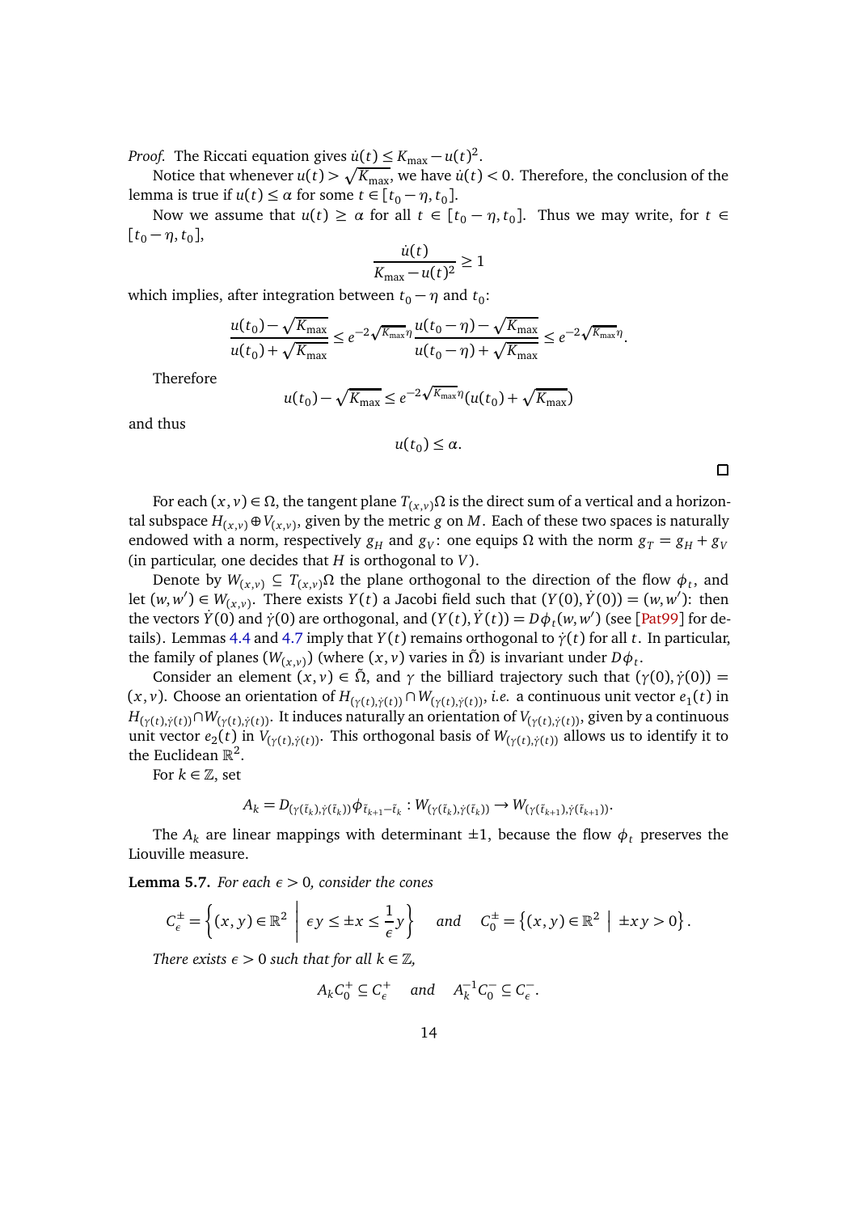*Proof.* The Riccati equation gives $\dot{u}(t) \le K_{\max} - u(t)^2$.

Notice that whenever $u(t) > \sqrt{K_{\max}}$, we have $\dot{u}(t) < 0$. Therefore, the conclusion of the lemma is true if $u(t) \le \alpha$ for some $t \in [t_0 - \eta, t_0]$.

Now we assume that $u(t) \ge \alpha$ for all $t \in [t_0 - \eta, t_0]$. Thus we may write, for $t \in [t_0 - \eta, t_0]$,

$$\frac{\dot{u}(t)}{K_{\max} - u(t)^2} \ge 1$$

which implies, after integration between $t_0 - \eta$ and $t_0$:

$$\frac{u(t_0) - \sqrt{K_{\max}}}{u(t_0) + \sqrt{K_{\max}}} \le e^{-2\sqrt{K_{\max}}\eta} \frac{u(t_0 - \eta) - \sqrt{K_{\max}}}{u(t_0 - \eta) + \sqrt{K_{\max}}} \le e^{-2\sqrt{K_{\max}}\eta}.$$

Therefore

$$u(t_0) - \sqrt{K_{\max}} \le e^{-2\sqrt{K_{\max}}\eta}(u(t_0) + \sqrt{K_{\max}})$$

and thus

$$u(t_0) \le \alpha.$$

□

For each $(x, v) \in \Omega$, the tangent plane $T_{(x,v)}\Omega$ is the direct sum of a vertical and a horizontal subspace $H_{(x,v)} \oplus V_{(x,v)}$, given by the metric $g$ on $M$. Each of these two spaces is naturally endowed with a norm, respectively $g_H$ and $g_V$: one equips $\Omega$ with the norm $g_T = g_H + g_V$ (in particular, one decides that $H$ is orthogonal to $V$).

Denote by $W_{(x,v)} \subseteq T_{(x,v)}\Omega$ the plane orthogonal to the direction of the flow $\phi_t$, and let $(w, w') \in W_{(x,v)}$. There exists $Y(t)$ a Jacobi field such that $(Y(0), \dot{Y}(0)) = (w, w')$: then the vectors $\dot{Y}(0)$ and $\dot{\gamma}(0)$ are orthogonal, and $(Y(t), \dot{Y}(t)) = D\phi_t(w, w')$ (see [Pat99] for details). Lemmas 4.4 and 4.7 imply that $Y(t)$ remains orthogonal to $\dot{\gamma}(t)$ for all $t$. In particular, the family of planes $(W_{(x,v)})$ (where $(x, v)$ varies in $\tilde{\Omega}$) is invariant under $D\phi_t$.

Consider an element $(x, v) \in \tilde{\Omega}$, and $\gamma$ the billiard trajectory such that $(\gamma(0), \dot{\gamma}(0)) = (x, v)$. Choose an orientation of $H_{(\gamma(t),\dot{\gamma}(t))} \cap W_{(\gamma(t),\dot{\gamma}(t))}$, *i.e.* a continuous unit vector $e_1(t)$ in $H_{(\gamma(t),\dot{\gamma}(t))} \cap W_{(\gamma(t),\dot{\gamma}(t))}$. It induces naturally an orientation of $V_{(\gamma(t),\dot{\gamma}(t))}$, given by a continuous unit vector $e_2(t)$ in $V_{(\gamma(t),\dot{\gamma}(t))}$. This orthogonal basis of $W_{(\gamma(t),\dot{\gamma}(t))}$ allows us to identify it to the Euclidean $\mathbb{R}^2$.

For $k \in \mathbb{Z}$, set

$$A_k = D_{(\gamma(\tilde{t}_k),\dot{\gamma}(\tilde{t}_k))}\phi_{\tilde{t}_{k+1}-\tilde{t}_k} : W_{(\gamma(\tilde{t}_k),\dot{\gamma}(\tilde{t}_k))} \to W_{(\gamma(\tilde{t}_{k+1}),\dot{\gamma}(\tilde{t}_{k+1}))}.$$

The $A_k$ are linear mappings with determinant $\pm 1$, because the flow $\phi_t$ preserves the Liouville measure.

**Lemma 5.7.** *For each $\epsilon > 0$, consider the cones*

$$C_\epsilon^{\pm} = \left\{ (x, y) \in \mathbb{R}^2 \;\middle|\; \epsilon y \le \pm x \le \frac{1}{\epsilon} y \right\} \quad \text{and} \quad C_0^{\pm} = \left\{ (x, y) \in \mathbb{R}^2 \;\middle|\; \pm xy > 0 \right\}.$$

*There exists $\epsilon > 0$ such that for all $k \in \mathbb{Z}$,*

$$A_k C_0^+ \subseteq C_\epsilon^+ \quad \text{and} \quad A_k^{-1} C_0^- \subseteq C_\epsilon^-.$$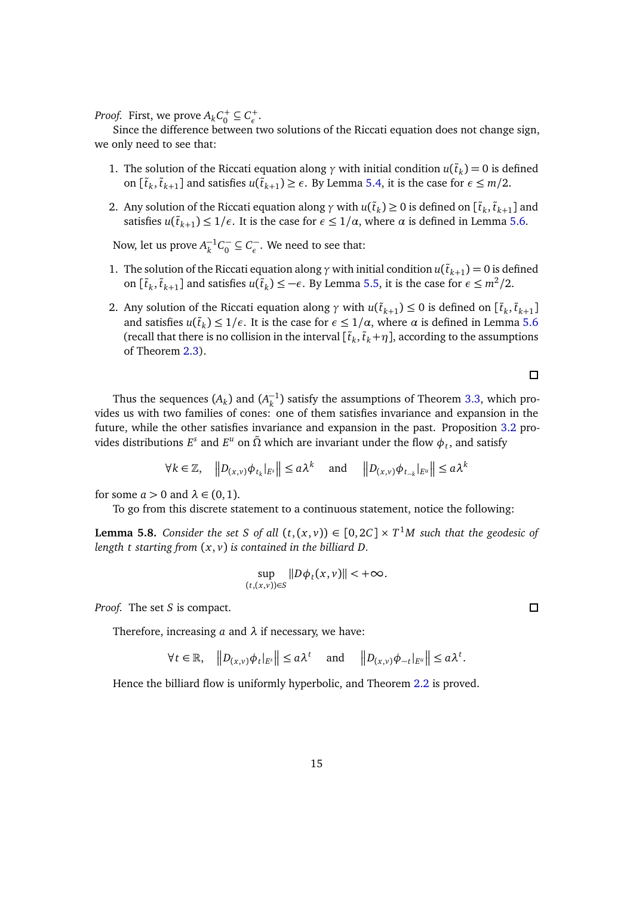*Proof.* First, we prove $A_k C_0^+ \subseteq C_\epsilon^+$.

Since the difference between two solutions of the Riccati equation does not change sign, we only need to see that:

1. The solution of the Riccati equation along $\gamma$ with initial condition $u(\tilde{t}_k) = 0$ is defined on $[\tilde{t}_k, \tilde{t}_{k+1}]$ and satisfies $u(\tilde{t}_{k+1}) \geq \epsilon$. By Lemma 5.4, it is the case for $\epsilon \leq m/2$.
2. Any solution of the Riccati equation along $\gamma$ with $u(\tilde{t}_k) \geq 0$ is defined on $[\tilde{t}_k, \tilde{t}_{k+1}]$ and satisfies $u(\tilde{t}_{k+1}) \leq 1/\epsilon$. It is the case for $\epsilon \leq 1/\alpha$, where $\alpha$ is defined in Lemma 5.6.

Now, let us prove $A_k^{-1} C_0^- \subseteq C_\epsilon^-$. We need to see that:

1. The solution of the Riccati equation along $\gamma$ with initial condition $u(\tilde{t}_{k+1}) = 0$ is defined on $[\tilde{t}_k, \tilde{t}_{k+1}]$ and satisfies $u(\tilde{t}_k) \leq -\epsilon$. By Lemma 5.5, it is the case for $\epsilon \leq m^2/2$.
2. Any solution of the Riccati equation along $\gamma$ with $u(\tilde{t}_{k+1}) \leq 0$ is defined on $[\tilde{t}_k, \tilde{t}_{k+1}]$ and satisfies $u(\tilde{t}_k) \leq 1/\epsilon$. It is the case for $\epsilon \leq 1/\alpha$, where $\alpha$ is defined in Lemma 5.6 (recall that there is no collision in the interval $[\tilde{t}_k, \tilde{t}_k + \eta]$, according to the assumptions of Theorem 2.3).

□

Thus the sequences $(A_k)$ and $(A_k^{-1})$ satisfy the assumptions of Theorem 3.3, which provides us with two families of cones: one of them satisfies invariance and expansion in the future, while the other satisfies invariance and expansion in the past. Proposition 3.2 provides distributions $E^s$ and $E^u$ on $\tilde{\Omega}$ which are invariant under the flow $\phi_t$, and satisfy

$$\forall k \in \mathbb{Z}, \quad \left\| D_{(x,v)} \phi_{t_k}|_{E^s} \right\| \leq a\lambda^k \quad \text{and} \quad \left\| D_{(x,v)} \phi_{t_{-k}}|_{E^u} \right\| \leq a\lambda^k$$

for some $a > 0$ and $\lambda \in (0,1)$.

To go from this discrete statement to a continuous statement, notice the following:

**Lemma 5.8.** *Consider the set $S$ of all $(t,(x,v)) \in [0, 2C] \times T^1M$ such that the geodesic of length $t$ starting from $(x,v)$ is contained in the billiard $D$.*

$$\sup_{(t,(x,v)) \in S} \|D\phi_t(x,v)\| < +\infty.$$

*Proof.* The set $S$ is compact. □

Therefore, increasing $a$ and $\lambda$ if necessary, we have:

$$\forall t \in \mathbb{R}, \quad \left\| D_{(x,v)} \phi_t|_{E^s} \right\| \leq a\lambda^t \quad \text{and} \quad \left\| D_{(x,v)} \phi_{-t}|_{E^u} \right\| \leq a\lambda^t.$$

Hence the billiard flow is uniformly hyperbolic, and Theorem 2.2 is proved.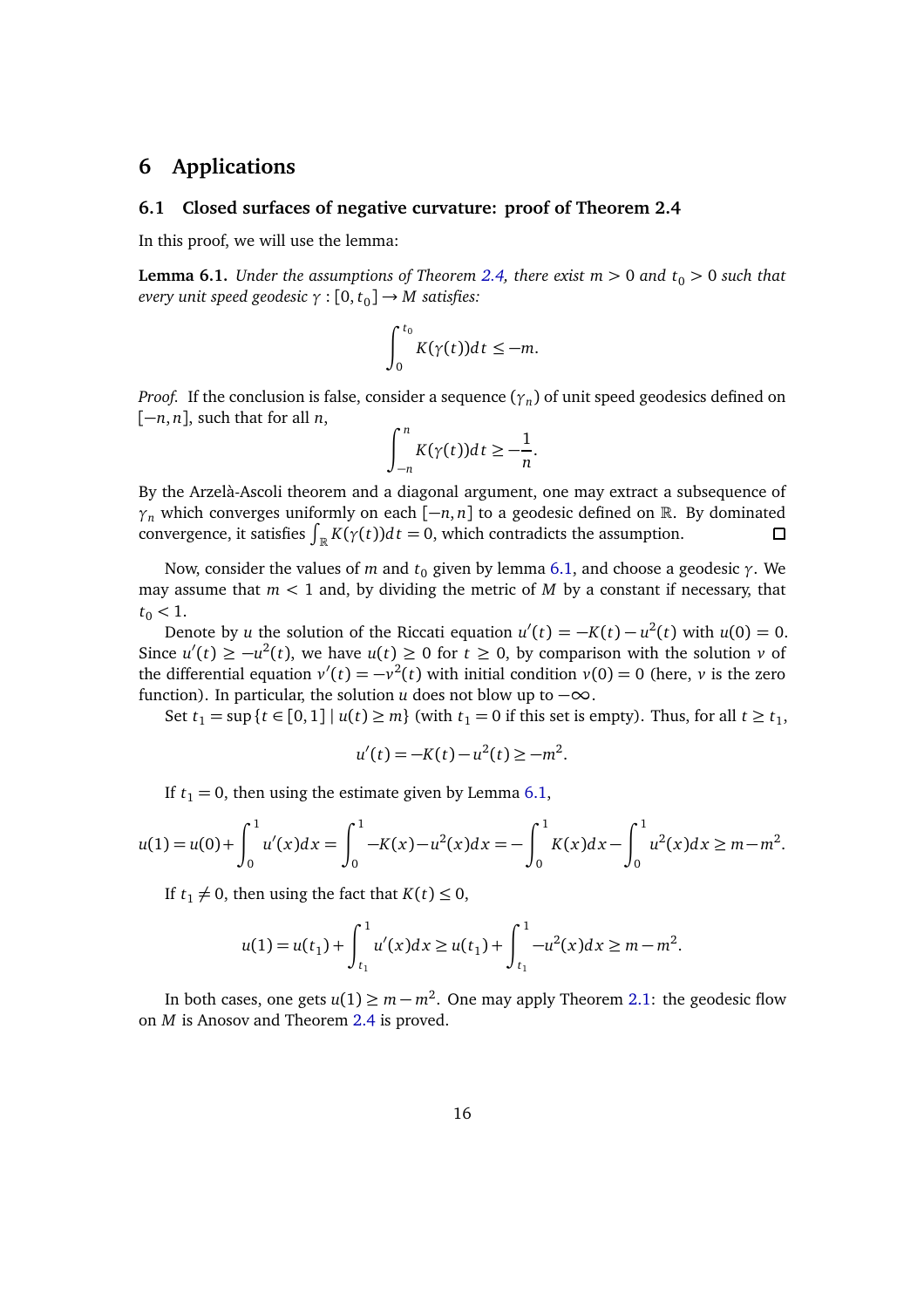# 6 Applications

## 6.1 Closed surfaces of negative curvature: proof of Theorem 2.4

In this proof, we will use the lemma:

**Lemma 6.1.** *Under the assumptions of Theorem 2.4, there exist $m > 0$ and $t_0 > 0$ such that every unit speed geodesic $\gamma : [0, t_0] \to M$ satisfies:*

$$\int_0^{t_0} K(\gamma(t))dt \leq -m.$$

*Proof.* If the conclusion is false, consider a sequence $(\gamma_n)$ of unit speed geodesics defined on $[-n, n]$, such that for all $n$,

$$\int_{-n}^{n} K(\gamma(t))dt \geq -\frac{1}{n}.$$

By the Arzelà-Ascoli theorem and a diagonal argument, one may extract a subsequence of $\gamma_n$ which converges uniformly on each $[-n, n]$ to a geodesic defined on $\mathbb{R}$. By dominated convergence, it satisfies $\int_{\mathbb{R}} K(\gamma(t))dt = 0$, which contradicts the assumption. □

Now, consider the values of $m$ and $t_0$ given by lemma 6.1, and choose a geodesic $\gamma$. We may assume that $m < 1$ and, by dividing the metric of $M$ by a constant if necessary, that $t_0 < 1$.

Denote by $u$ the solution of the Riccati equation $u'(t) = -K(t) - u^2(t)$ with $u(0) = 0$. Since $u'(t) \geq -u^2(t)$, we have $u(t) \geq 0$ for $t \geq 0$, by comparison with the solution $v$ of the differential equation $v'(t) = -v^2(t)$ with initial condition $v(0) = 0$ (here, $v$ is the zero function). In particular, the solution $u$ does not blow up to $-\infty$.

Set $t_1 = \sup\{t \in [0, 1] \mid u(t) \geq m\}$ (with $t_1 = 0$ if this set is empty). Thus, for all $t \geq t_1$,

$$u'(t) = -K(t) - u^2(t) \geq -m^2.$$

If $t_1 = 0$, then using the estimate given by Lemma 6.1,

$$u(1) = u(0) + \int_0^1 u'(x)dx = \int_0^1 -K(x) - u^2(x)dx = -\int_0^1 K(x)dx - \int_0^1 u^2(x)dx \geq m - m^2.$$

If $t_1 \neq 0$, then using the fact that $K(t) \leq 0$,

$$u(1) = u(t_1) + \int_{t_1}^{1} u'(x)dx \geq u(t_1) + \int_{t_1}^{1} -u^2(x)dx \geq m - m^2.$$

In both cases, one gets $u(1) \geq m - m^2$. One may apply Theorem 2.1: the geodesic flow on $M$ is Anosov and Theorem 2.4 is proved.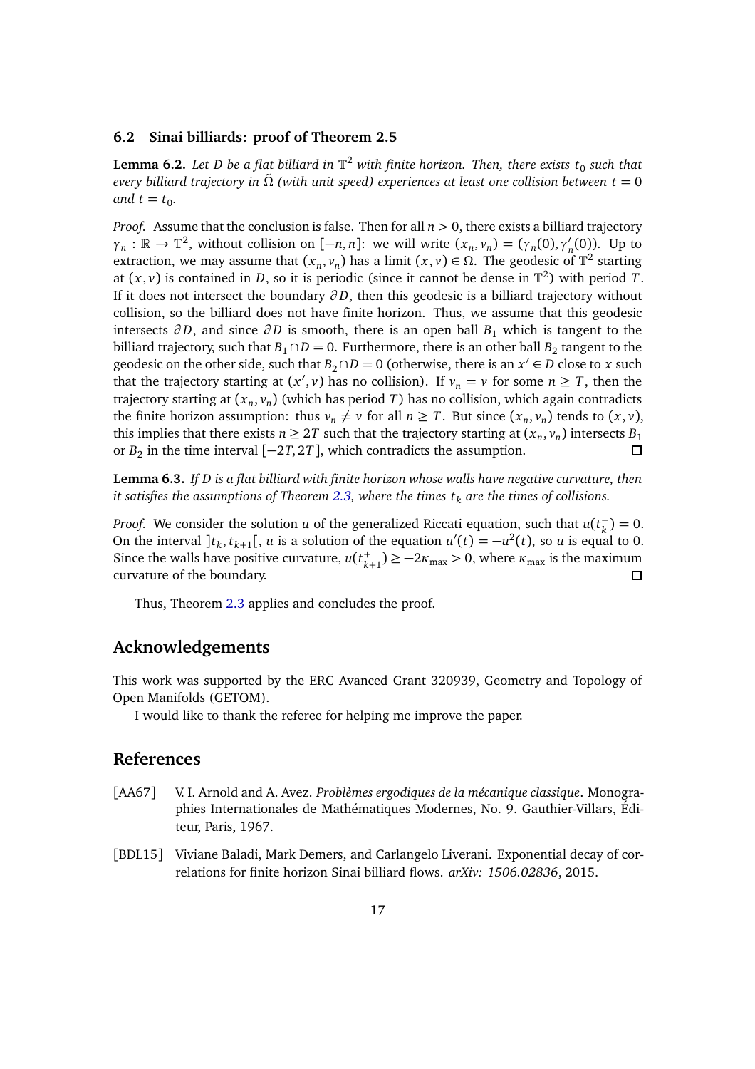### 6.2 Sinai billiards: proof of Theorem 2.5

**Lemma 6.2.** *Let $D$ be a flat billiard in $\mathbb{T}^2$ with finite horizon. Then, there exists $t_0$ such that every billiard trajectory in $\tilde{\Omega}$ (with unit speed) experiences at least one collision between $t = 0$ and $t = t_0$.*

*Proof.* Assume that the conclusion is false. Then for all $n > 0$, there exists a billiard trajectory $\gamma_n : \mathbb{R} \to \mathbb{T}^2$, without collision on $[-n, n]$: we will write $(x_n, v_n) = (\gamma_n(0), \gamma_n'(0))$. Up to extraction, we may assume that $(x_n, v_n)$ has a limit $(x, v) \in \Omega$. The geodesic of $\mathbb{T}^2$ starting at $(x, v)$ is contained in $D$, so it is periodic (since it cannot be dense in $\mathbb{T}^2$) with period $T$. If it does not intersect the boundary $\partial D$, then this geodesic is a billiard trajectory without collision, so the billiard does not have finite horizon. Thus, we assume that this geodesic intersects $\partial D$, and since $\partial D$ is smooth, there is an open ball $B_1$ which is tangent to the billiard trajectory, such that $B_1 \cap D = 0$. Furthermore, there is an other ball $B_2$ tangent to the geodesic on the other side, such that $B_2 \cap D = 0$ (otherwise, there is an $x' \in D$ close to $x$ such that the trajectory starting at $(x', v)$ has no collision). If $v_n = v$ for some $n \geq T$, then the trajectory starting at $(x_n, v_n)$ (which has period $T$) has no collision, which again contradicts the finite horizon assumption: thus $v_n \neq v$ for all $n \geq T$. But since $(x_n, v_n)$ tends to $(x, v)$, this implies that there exists $n \geq 2T$ such that the trajectory starting at $(x_n, v_n)$ intersects $B_1$ or $B_2$ in the time interval $[-2T, 2T]$, which contradicts the assumption. □

**Lemma 6.3.** *If $D$ is a flat billiard with finite horizon whose walls have negative curvature, then it satisfies the assumptions of Theorem 2.3, where the times $t_k$ are the times of collisions.*

*Proof.* We consider the solution $u$ of the generalized Riccati equation, such that $u(t_k^+) = 0$. On the interval $]t_k, t_{k+1}[$, $u$ is a solution of the equation $u'(t) = -u^2(t)$, so $u$ is equal to 0. Since the walls have positive curvature, $u(t_{k+1}^+) \geq -2\kappa_{\max} > 0$, where $\kappa_{\max}$ is the maximum curvature of the boundary. □

Thus, Theorem 2.3 applies and concludes the proof.

## Acknowledgements

This work was supported by the ERC Avanced Grant 320939, Geometry and Topology of Open Manifolds (GETOM).

I would like to thank the referee for helping me improve the paper.

## References

[AA67] V. I. Arnold and A. Avez. *Problèmes ergodiques de la mécanique classique*. Monographies Internationales de Mathématiques Modernes, No. 9. Gauthier-Villars, Éditeur, Paris, 1967.

[BDL15] Viviane Baladi, Mark Demers, and Carlangelo Liverani. Exponential decay of correlations for finite horizon Sinai billiard flows. *arXiv: 1506.02836*, 2015.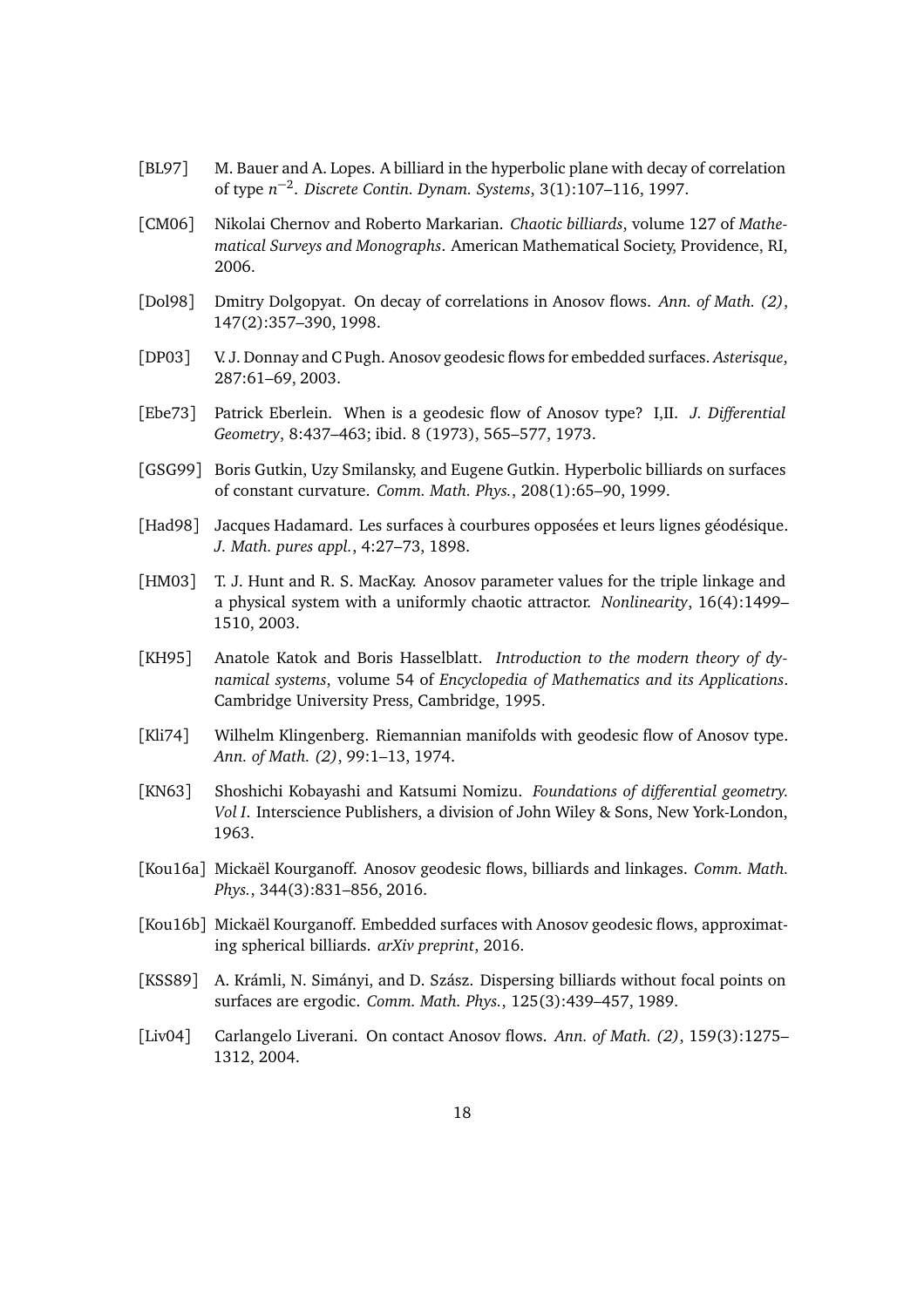[BL97] M. Bauer and A. Lopes. A billiard in the hyperbolic plane with decay of correlation of type $n^{-2}$. *Discrete Contin. Dynam. Systems*, 3(1):107–116, 1997.

[CM06] Nikolai Chernov and Roberto Markarian. *Chaotic billiards*, volume 127 of *Mathematical Surveys and Monographs*. American Mathematical Society, Providence, RI, 2006.

[Dol98] Dmitry Dolgopyat. On decay of correlations in Anosov flows. *Ann. of Math. (2)*, 147(2):357–390, 1998.

[DP03] V. J. Donnay and C Pugh. Anosov geodesic flows for embedded surfaces. *Asterisque*, 287:61–69, 2003.

[Ebe73] Patrick Eberlein. When is a geodesic flow of Anosov type? I,II. *J. Differential Geometry*, 8:437–463; ibid. 8 (1973), 565–577, 1973.

[GSG99] Boris Gutkin, Uzy Smilansky, and Eugene Gutkin. Hyperbolic billiards on surfaces of constant curvature. *Comm. Math. Phys.*, 208(1):65–90, 1999.

[Had98] Jacques Hadamard. Les surfaces à courbures opposées et leurs lignes géodésique. *J. Math. pures appl.*, 4:27–73, 1898.

[HM03] T. J. Hunt and R. S. MacKay. Anosov parameter values for the triple linkage and a physical system with a uniformly chaotic attractor. *Nonlinearity*, 16(4):1499–1510, 2003.

[KH95] Anatole Katok and Boris Hasselblatt. *Introduction to the modern theory of dynamical systems*, volume 54 of *Encyclopedia of Mathematics and its Applications*. Cambridge University Press, Cambridge, 1995.

[Kli74] Wilhelm Klingenberg. Riemannian manifolds with geodesic flow of Anosov type. *Ann. of Math. (2)*, 99:1–13, 1974.

[KN63] Shoshichi Kobayashi and Katsumi Nomizu. *Foundations of differential geometry. Vol I*. Interscience Publishers, a division of John Wiley & Sons, New York-London, 1963.

[Kou16a] Mickaël Kourganoff. Anosov geodesic flows, billiards and linkages. *Comm. Math. Phys.*, 344(3):831–856, 2016.

[Kou16b] Mickaël Kourganoff. Embedded surfaces with Anosov geodesic flows, approximating spherical billiards. *arXiv preprint*, 2016.

[KSS89] A. Krámli, N. Simányi, and D. Szász. Dispersing billiards without focal points on surfaces are ergodic. *Comm. Math. Phys.*, 125(3):439–457, 1989.

[Liv04] Carlangelo Liverani. On contact Anosov flows. *Ann. of Math. (2)*, 159(3):1275–1312, 2004.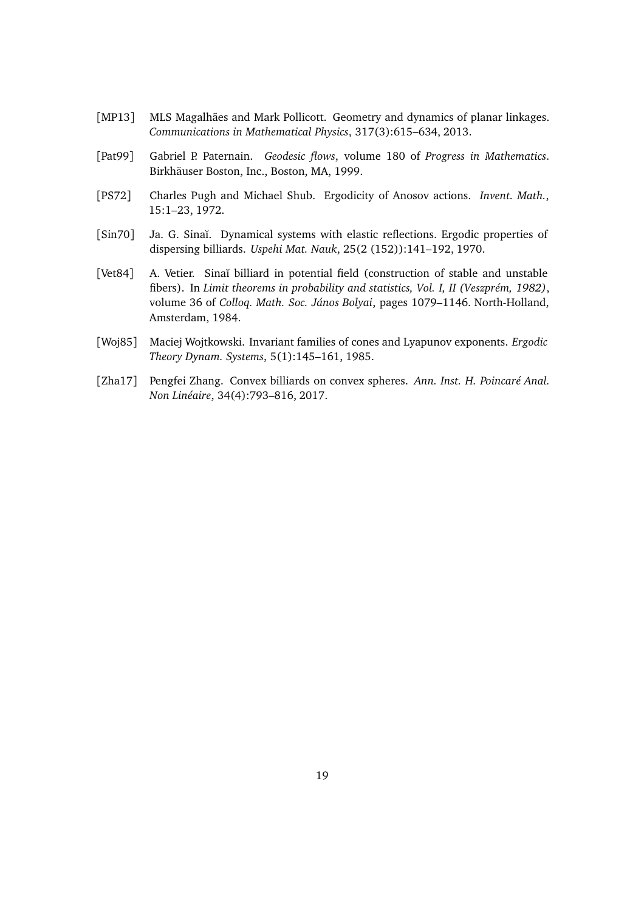[MP13] MLS Magalhães and Mark Pollicott. Geometry and dynamics of planar linkages. *Communications in Mathematical Physics*, 317(3):615–634, 2013.

[Pat99] Gabriel P. Paternain. *Geodesic flows*, volume 180 of *Progress in Mathematics*. Birkhäuser Boston, Inc., Boston, MA, 1999.

[PS72] Charles Pugh and Michael Shub. Ergodicity of Anosov actions. *Invent. Math.*, 15:1–23, 1972.

[Sin70] Ja. G. Sinaĭ. Dynamical systems with elastic reflections. Ergodic properties of dispersing billiards. *Uspehi Mat. Nauk*, 25(2 (152)):141–192, 1970.

[Vet84] A. Vetier. Sinaĭ billiard in potential field (construction of stable and unstable fibers). In *Limit theorems in probability and statistics, Vol. I, II (Veszprém, 1982)*, volume 36 of *Colloq. Math. Soc. János Bolyai*, pages 1079–1146. North-Holland, Amsterdam, 1984.

[Woj85] Maciej Wojtkowski. Invariant families of cones and Lyapunov exponents. *Ergodic Theory Dynam. Systems*, 5(1):145–161, 1985.

[Zha17] Pengfei Zhang. Convex billiards on convex spheres. *Ann. Inst. H. Poincaré Anal. Non Linéaire*, 34(4):793–816, 2017.